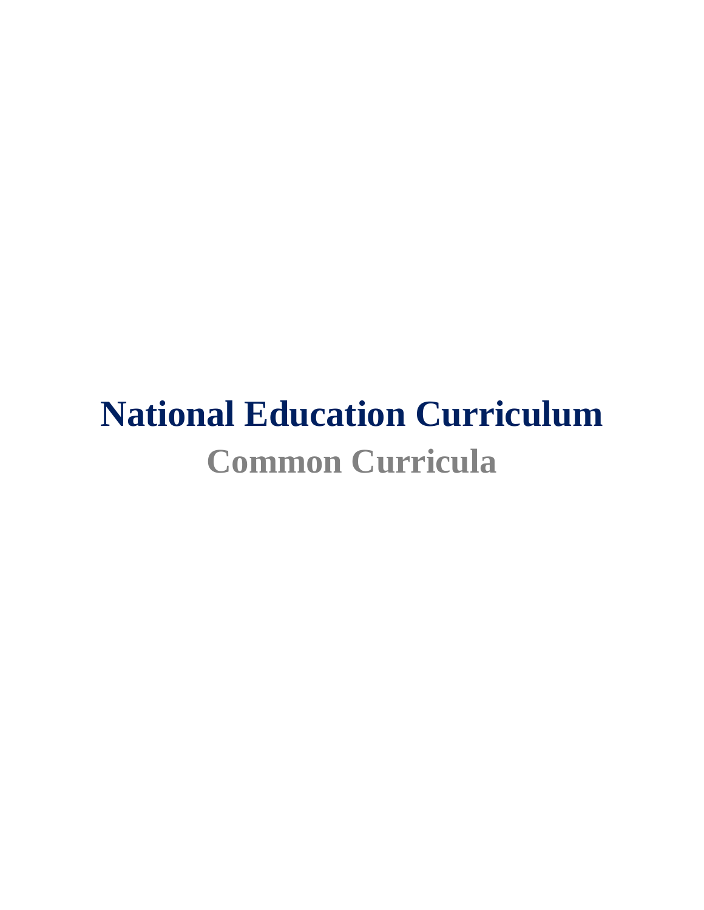# National Education Curriculum

## Common Curricula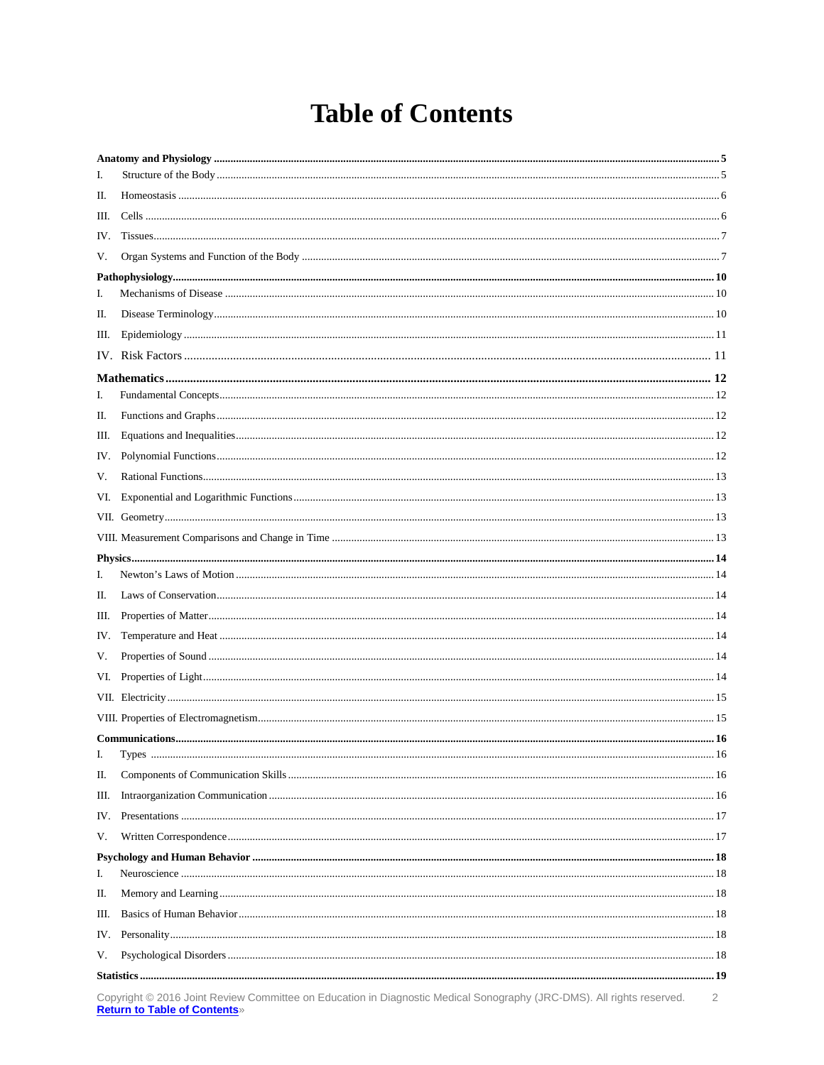# Table of Contents

**Anatomy and Physiology** .......... **5**

I. Structure of the Body .......... 5

II. Homeostasis .......... 6

III. Cells .......... 6

IV. Tissues .......... 7

V. Organ Systems and Function of the Body .......... 7

**Pathophysiology** .......... **10**

I. Mechanisms of Disease .......... 10

II. Disease Terminology .......... 10

III. Epidemiology .......... 11

IV. Risk Factors .......... 11

**Mathematics** .......... **12**

I. Fundamental Concepts .......... 12

II. Functions and Graphs .......... 12

III. Equations and Inequalities .......... 12

IV. Polynomial Functions .......... 12

V. Rational Functions .......... 13

VI. Exponential and Logarithmic Functions .......... 13

VII. Geometry .......... 13

VIII. Measurement Comparisons and Change in Time .......... 13

**Physics** .......... **14**

I. Newton's Laws of Motion .......... 14

II. Laws of Conservation .......... 14

III. Properties of Matter .......... 14

IV. Temperature and Heat .......... 14

V. Properties of Sound .......... 14

VI. Properties of Light .......... 14

VII. Electricity .......... 15

VIII. Properties of Electromagnetism .......... 15

**Communications** .......... **16**

I. Types .......... 16

II. Components of Communication Skills .......... 16

III. Intraorganization Communication .......... 16

IV. Presentations .......... 17

V. Written Correspondence .......... 17

**Psychology and Human Behavior** .......... **18**

I. Neuroscience .......... 18

II. Memory and Learning .......... 18

III. Basics of Human Behavior .......... 18

IV. Personality .......... 18

V. Psychological Disorders .......... 18

**Statistics** .......... **19**

Copyright © 2016 Joint Review Committee on Education in Diagnostic Medical Sonography (JRC-DMS). All rights reserved.

**Return to Table of Contents**»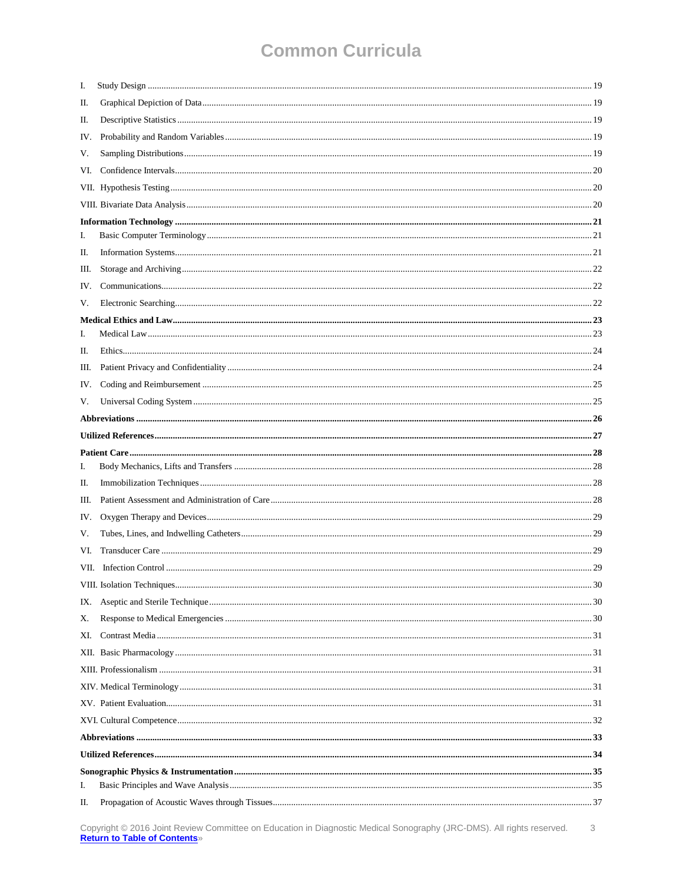# Common Curricula

I. Study Design ........ 19

II. Graphical Depiction of Data ........ 19

II. Descriptive Statistics ........ 19

IV. Probability and Random Variables ........ 19

V. Sampling Distributions ........ 19

VI. Confidence Intervals ........ 20

VII. Hypothesis Testing ........ 20

VIII. Bivariate Data Analysis ........ 20

**Information Technology ........ 21**

I. Basic Computer Terminology ........ 21

II. Information Systems ........ 21

III. Storage and Archiving ........ 22

IV. Communications ........ 22

V. Electronic Searching ........ 22

**Medical Ethics and Law ........ 23**

I. Medical Law ........ 23

II. Ethics ........ 24

III. Patient Privacy and Confidentiality ........ 24

IV. Coding and Reimbursement ........ 25

V. Universal Coding System ........ 25

**Abbreviations ........ 26**

**Utilized References ........ 27**

**Patient Care ........ 28**

I. Body Mechanics, Lifts and Transfers ........ 28

II. Immobilization Techniques ........ 28

III. Patient Assessment and Administration of Care ........ 28

IV. Oxygen Therapy and Devices ........ 29

V. Tubes, Lines, and Indwelling Catheters ........ 29

VI. Transducer Care ........ 29

VII. Infection Control ........ 29

VIII. Isolation Techniques ........ 30

IX. Aseptic and Sterile Technique ........ 30

X. Response to Medical Emergencies ........ 30

XI. Contrast Media ........ 31

XII. Basic Pharmacology ........ 31

XIII. Professionalism ........ 31

XIV. Medical Terminology ........ 31

XV. Patient Evaluation ........ 31

XVI. Cultural Competence ........ 32

**Abbreviations ........ 33**

**Utilized References ........ 34**

**Sonographic Physics & Instrumentation ........ 35**

I. Basic Principles and Wave Analysis ........ 35

II. Propagation of Acoustic Waves through Tissues ........ 37

Copyright © 2016 Joint Review Committee on Education in Diagnostic Medical Sonography (JRC-DMS). All rights reserved.

**Return to Table of Contents**»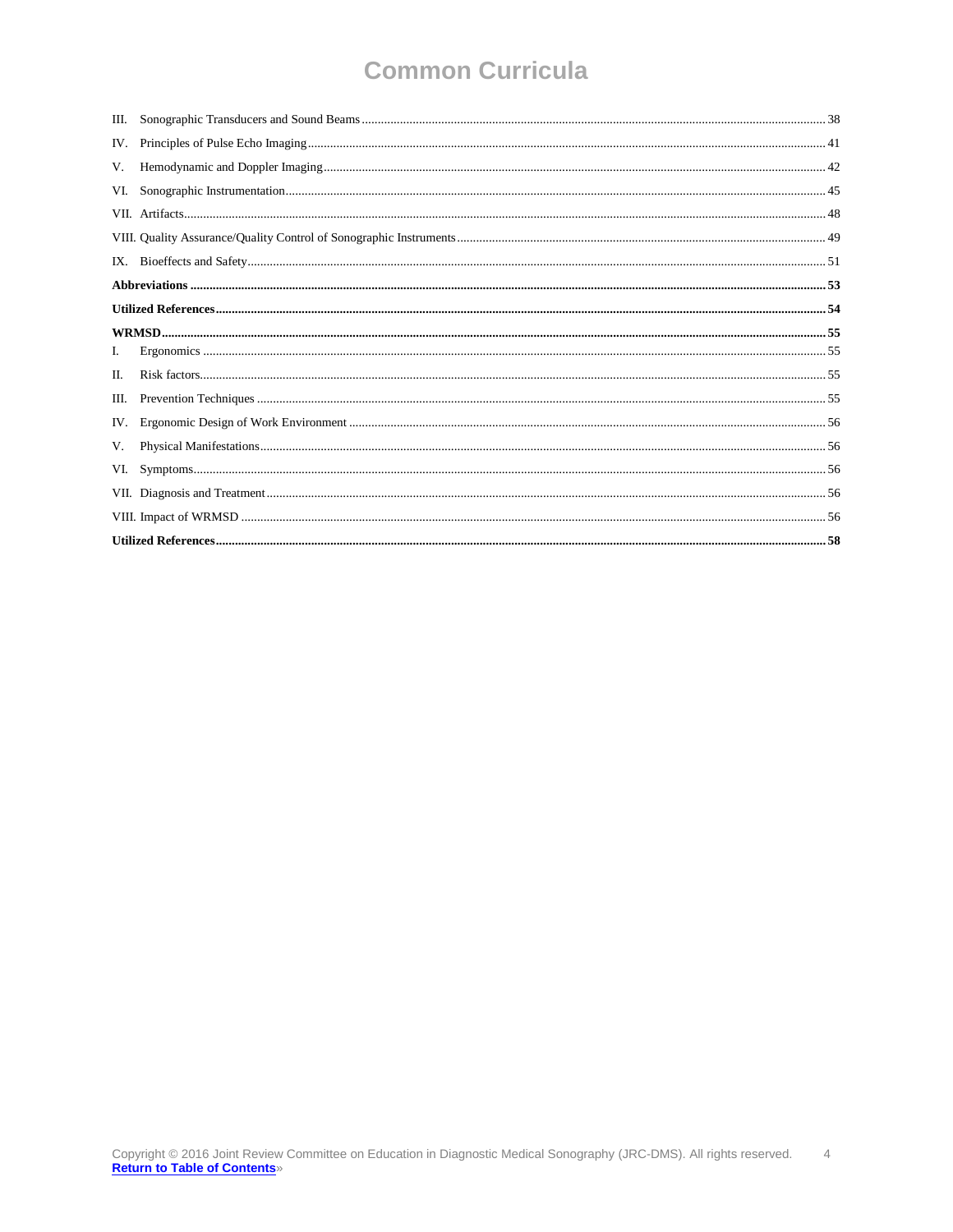III. Sonographic Transducers and Sound Beams ............ 38

IV. Principles of Pulse Echo Imaging ............ 41

V. Hemodynamic and Doppler Imaging ............ 42

VI. Sonographic Instrumentation ............ 45

VII. Artifacts ............ 48

VIII. Quality Assurance/Quality Control of Sonographic Instruments ............ 49

IX. Bioeffects and Safety ............ 51

**Abbreviations ............ 53**

**Utilized References ............ 54**

**WRMSD ............ 55**

I. Ergonomics ............ 55

II. Risk factors ............ 55

III. Prevention Techniques ............ 55

IV. Ergonomic Design of Work Environment ............ 56

V. Physical Manifestations ............ 56

VI. Symptoms ............ 56

VII. Diagnosis and Treatment ............ 56

VIII. Impact of WRMSD ............ 56

**Utilized References ............ 58**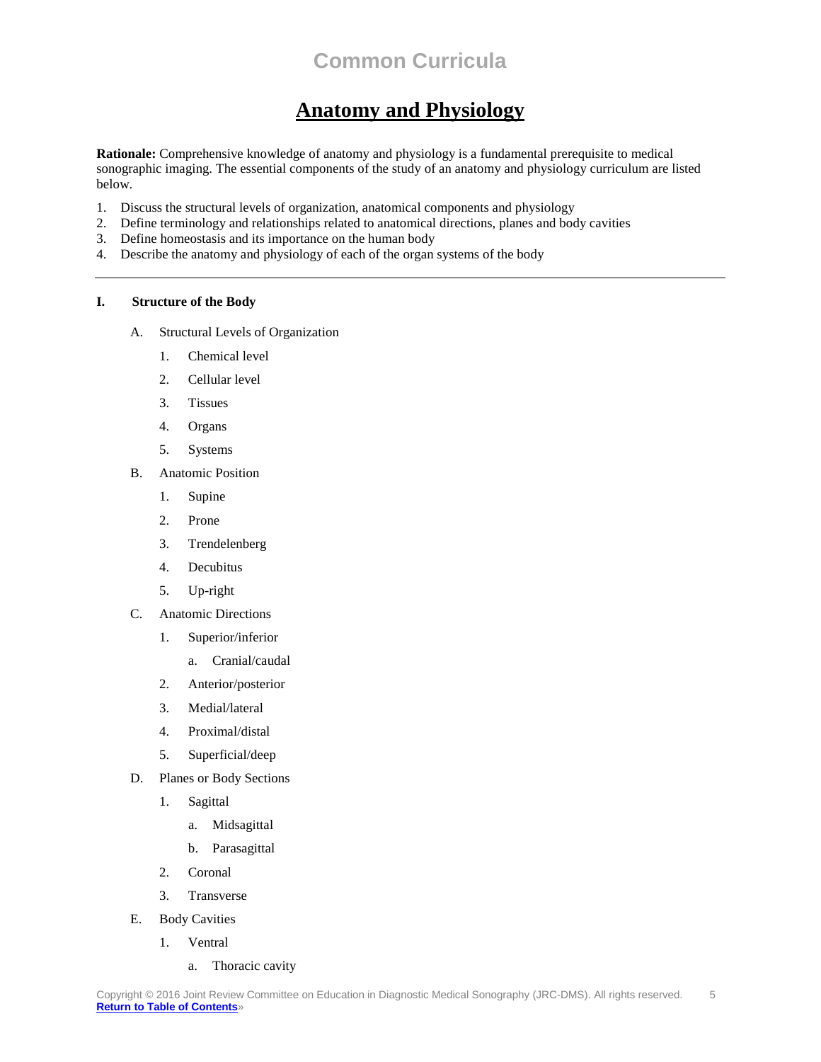# Common Curricula

## Anatomy and Physiology

**Rationale:** Comprehensive knowledge of anatomy and physiology is a fundamental prerequisite to medical sonographic imaging. The essential components of the study of an anatomy and physiology curriculum are listed below.

1. Discuss the structural levels of organization, anatomical components and physiology
2. Define terminology and relationships related to anatomical directions, planes and body cavities
3. Define homeostasis and its importance on the human body
4. Describe the anatomy and physiology of each of the organ systems of the body

---

**I. Structure of the Body**

- A. Structural Levels of Organization
  1. Chemical level
  2. Cellular level
  3. Tissues
  4. Organs
  5. Systems
- B. Anatomic Position
  1. Supine
  2. Prone
  3. Trendelenberg
  4. Decubitus
  5. Up-right
- C. Anatomic Directions
  1. Superior/inferior
     - a. Cranial/caudal
  2. Anterior/posterior
  3. Medial/lateral
  4. Proximal/distal
  5. Superficial/deep
- D. Planes or Body Sections
  1. Sagittal
     - a. Midsagittal
     - b. Parasagittal
  2. Coronal
  3. Transverse
- E. Body Cavities
  1. Ventral
     - a. Thoracic cavity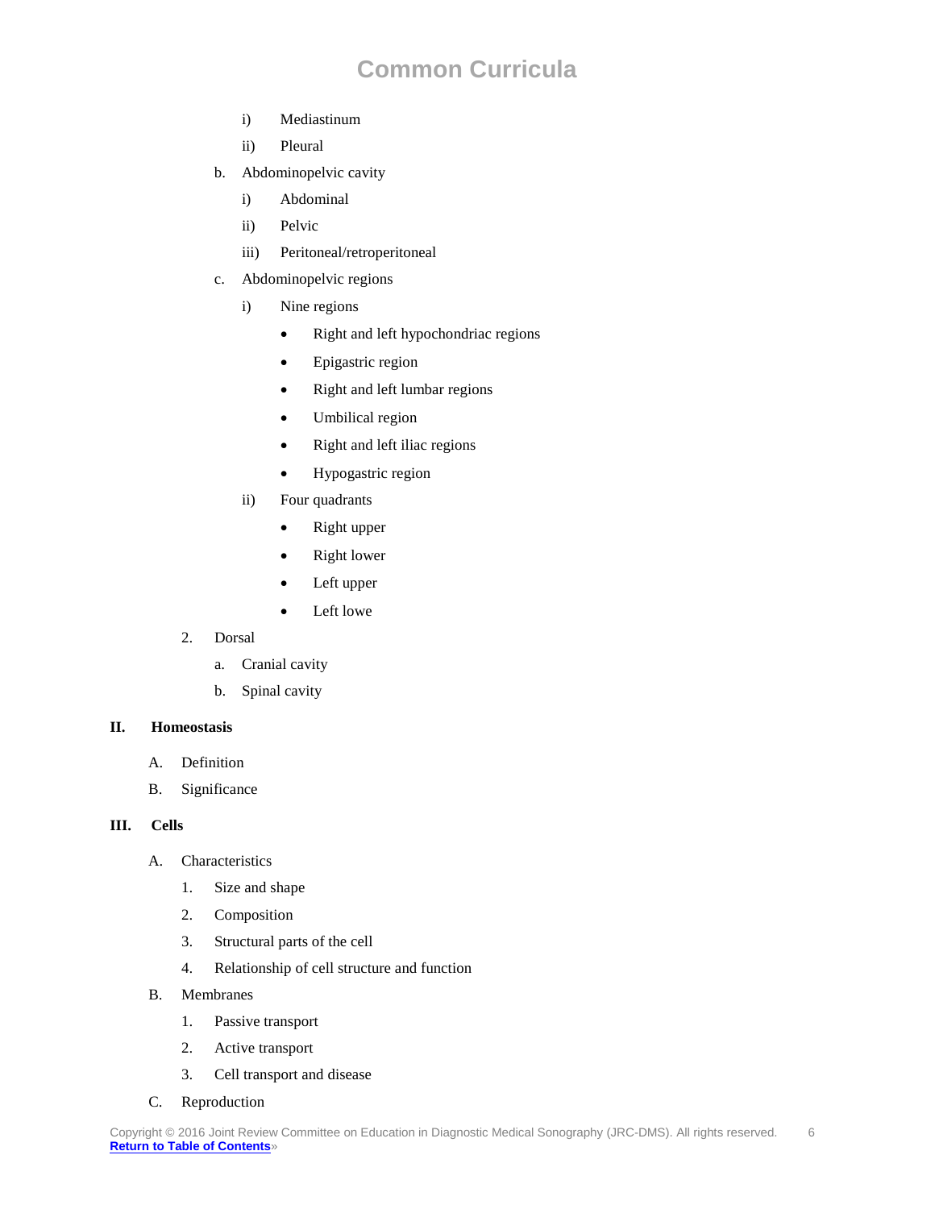- i) Mediastinum
- ii) Pleural

b. Abdominopelvic cavity

- i) Abdominal
- ii) Pelvic
- iii) Peritoneal/retroperitoneal

c. Abdominopelvic regions

- i) Nine regions
  - Right and left hypochondriac regions
  - Epigastric region
  - Right and left lumbar regions
  - Umbilical region
  - Right and left iliac regions
  - Hypogastric region
- ii) Four quadrants
  - Right upper
  - Right lower
  - Left upper
  - Left lowe

2. Dorsal
   - a. Cranial cavity
   - b. Spinal cavity

## II. Homeostasis

- A. Definition
- B. Significance

## III. Cells

A. Characteristics

1. Size and shape
2. Composition
3. Structural parts of the cell
4. Relationship of cell structure and function

B. Membranes

1. Passive transport
2. Active transport
3. Cell transport and disease

C. Reproduction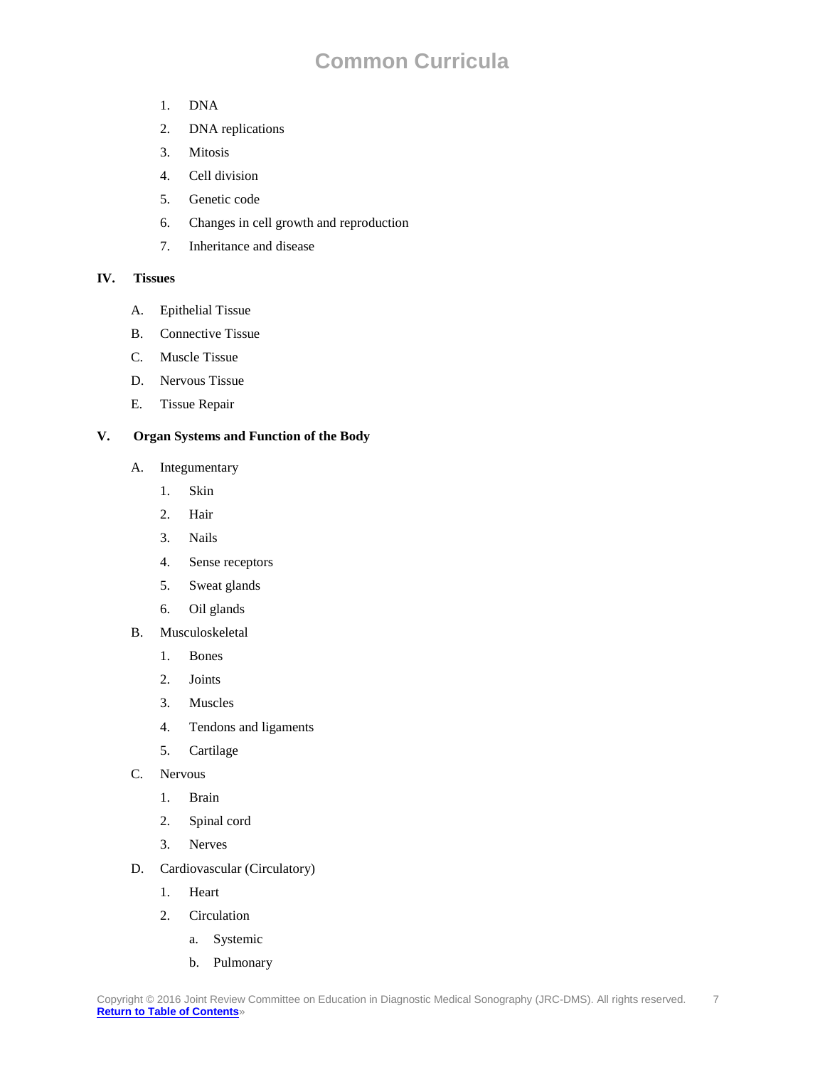1. DNA
2. DNA replications
3. Mitosis
4. Cell division
5. Genetic code
6. Changes in cell growth and reproduction
7. Inheritance and disease

**IV. Tissues**

A. Epithelial Tissue

B. Connective Tissue

C. Muscle Tissue

D. Nervous Tissue

E. Tissue Repair

**V. Organ Systems and Function of the Body**

A. Integumentary

1. Skin
2. Hair
3. Nails
4. Sense receptors
5. Sweat glands
6. Oil glands

B. Musculoskeletal

1. Bones
2. Joints
3. Muscles
4. Tendons and ligaments
5. Cartilage

C. Nervous

1. Brain
2. Spinal cord
3. Nerves

D. Cardiovascular (Circulatory)

1. Heart
2. Circulation
   a. Systemic
   b. Pulmonary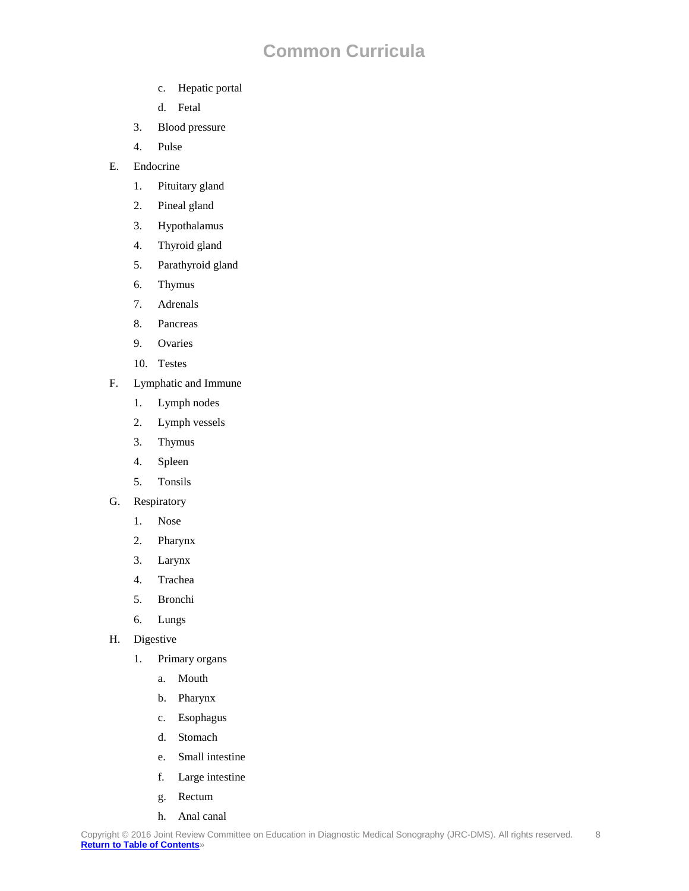c. Hepatic portal
   d. Fetal
3. Blood pressure
4. Pulse

E. Endocrine
   1. Pituitary gland
   2. Pineal gland
   3. Hypothalamus
   4. Thyroid gland
   5. Parathyroid gland
   6. Thymus
   7. Adrenals
   8. Pancreas
   9. Ovaries
   10. Testes

F. Lymphatic and Immune
   1. Lymph nodes
   2. Lymph vessels
   3. Thymus
   4. Spleen
   5. Tonsils

G. Respiratory
   1. Nose
   2. Pharynx
   3. Larynx
   4. Trachea
   5. Bronchi
   6. Lungs

H. Digestive
   1. Primary organs
      a. Mouth
      b. Pharynx
      c. Esophagus
      d. Stomach
      e. Small intestine
      f. Large intestine
      g. Rectum
      h. Anal canal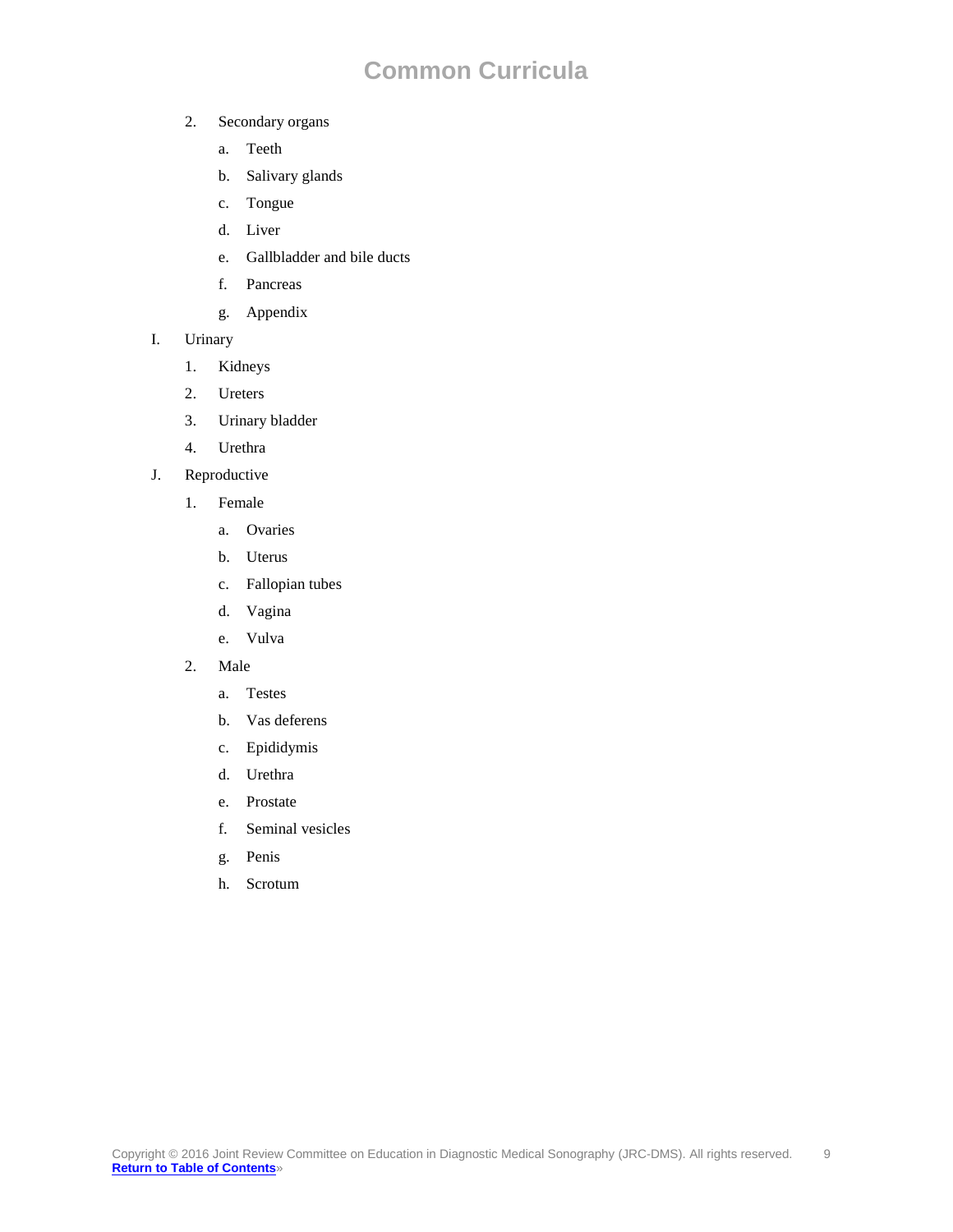2. Secondary organs
    a. Teeth
    b. Salivary glands
    c. Tongue
    d. Liver
    e. Gallbladder and bile ducts
    f. Pancreas
    g. Appendix

I. Urinary
  1. Kidneys
  2. Ureters
  3. Urinary bladder
  4. Urethra

J. Reproductive
  1. Female
      a. Ovaries
      b. Uterus
      c. Fallopian tubes
      d. Vagina
      e. Vulva
  2. Male
      a. Testes
      b. Vas deferens
      c. Epididymis
      d. Urethra
      e. Prostate
      f. Seminal vesicles
      g. Penis
      h. Scrotum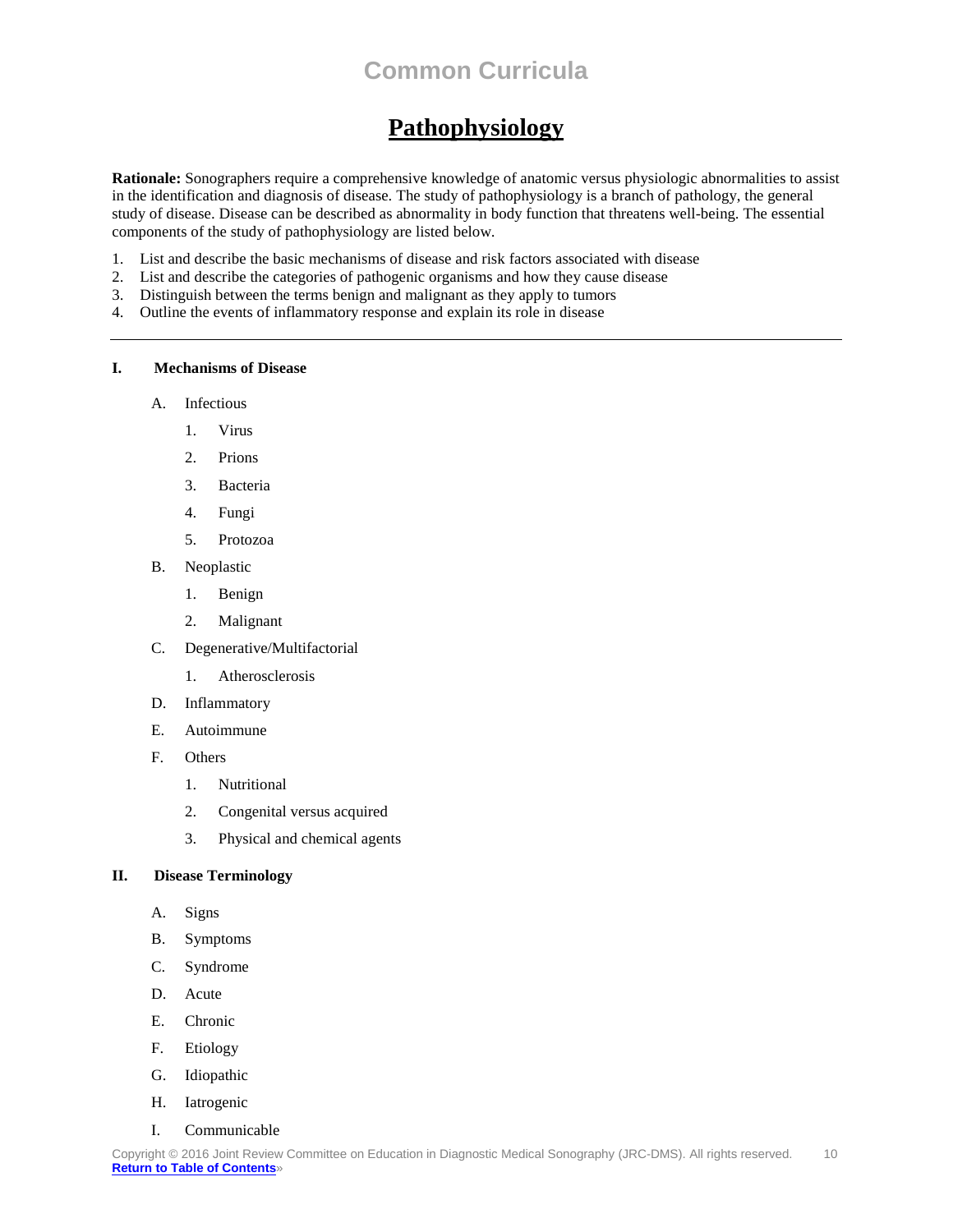# Common Curricula

## Pathophysiology

**Rationale:** Sonographers require a comprehensive knowledge of anatomic versus physiologic abnormalities to assist in the identification and diagnosis of disease. The study of pathophysiology is a branch of pathology, the general study of disease. Disease can be described as abnormality in body function that threatens well-being. The essential components of the study of pathophysiology are listed below.

1. List and describe the basic mechanisms of disease and risk factors associated with disease
2. List and describe the categories of pathogenic organisms and how they cause disease
3. Distinguish between the terms benign and malignant as they apply to tumors
4. Outline the events of inflammatory response and explain its role in disease

---

**I. Mechanisms of Disease**

- A. Infectious
  1. Virus
  2. Prions
  3. Bacteria
  4. Fungi
  5. Protozoa
- B. Neoplastic
  1. Benign
  2. Malignant
- C. Degenerative/Multifactorial
  1. Atherosclerosis
- D. Inflammatory
- E. Autoimmune
- F. Others
  1. Nutritional
  2. Congenital versus acquired
  3. Physical and chemical agents

**II. Disease Terminology**

- A. Signs
- B. Symptoms
- C. Syndrome
- D. Acute
- E. Chronic
- F. Etiology
- G. Idiopathic
- H. Iatrogenic
- I. Communicable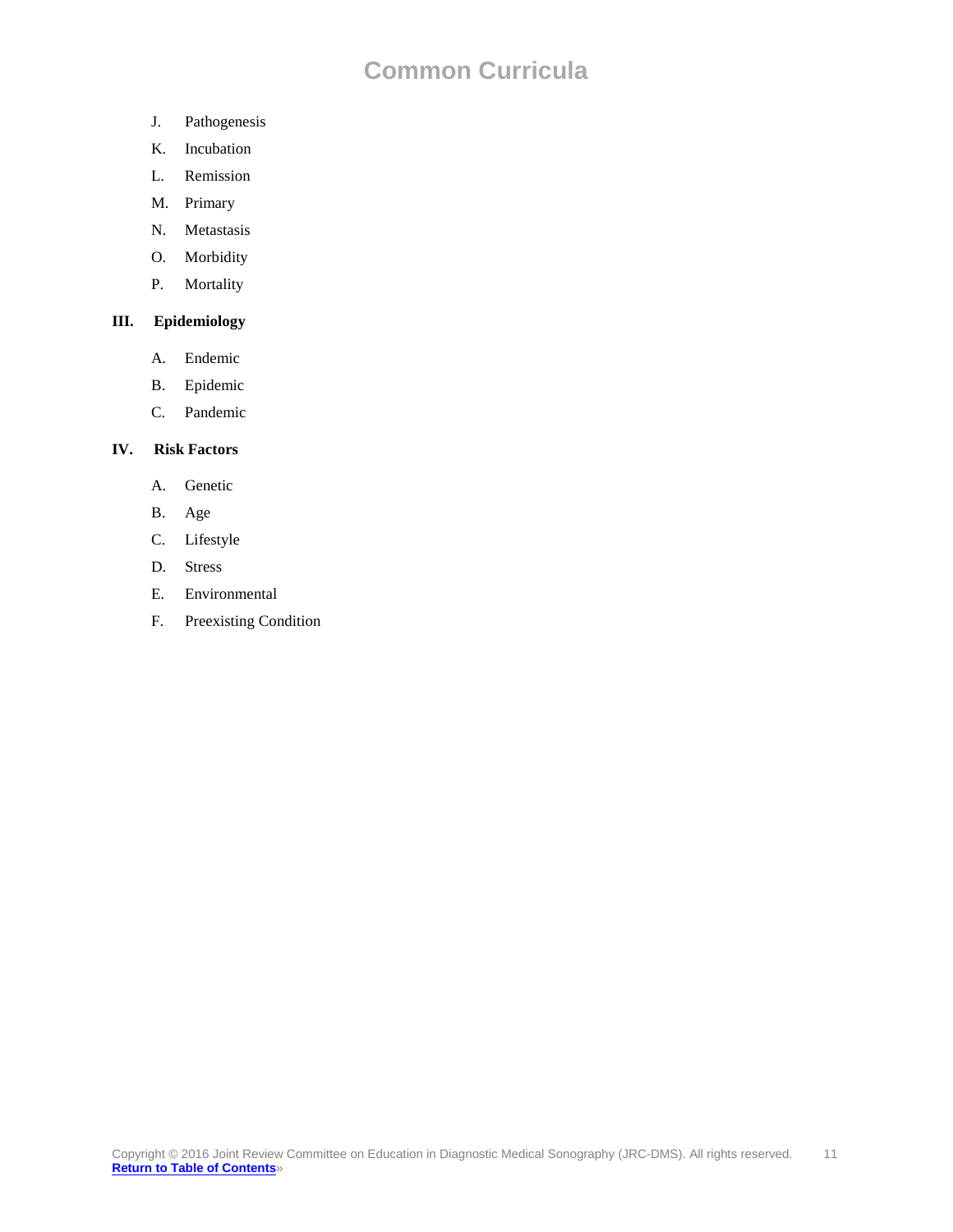J. Pathogenesis

K. Incubation

L. Remission

M. Primary

N. Metastasis

O. Morbidity

P. Mortality

## III. Epidemiology

A. Endemic

B. Epidemic

C. Pandemic

## IV. Risk Factors

A. Genetic

B. Age

C. Lifestyle

D. Stress

E. Environmental

F. Preexisting Condition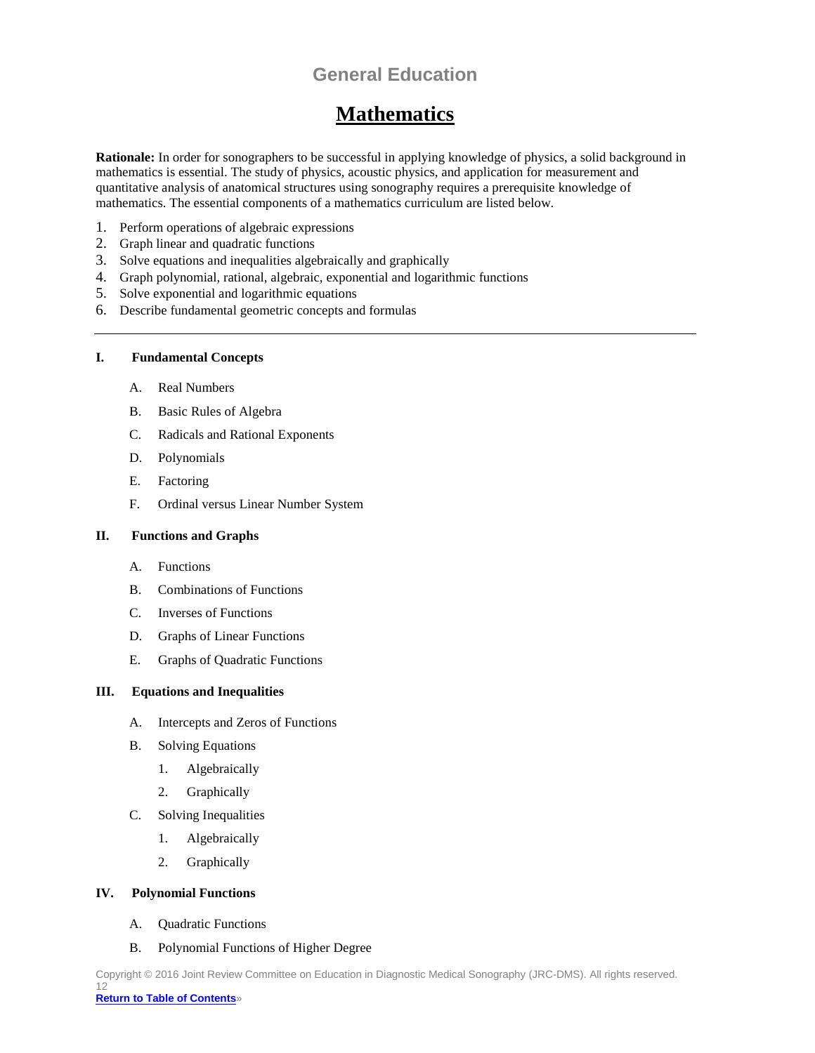## General Education

# Mathematics

**Rationale:** In order for sonographers to be successful in applying knowledge of physics, a solid background in mathematics is essential. The study of physics, acoustic physics, and application for measurement and quantitative analysis of anatomical structures using sonography requires a prerequisite knowledge of mathematics. The essential components of a mathematics curriculum are listed below.

1. Perform operations of algebraic expressions
2. Graph linear and quadratic functions
3. Solve equations and inequalities algebraically and graphically
4. Graph polynomial, rational, algebraic, exponential and logarithmic functions
5. Solve exponential and logarithmic equations
6. Describe fundamental geometric concepts and formulas

---

**I. Fundamental Concepts**

- A. Real Numbers
- B. Basic Rules of Algebra
- C. Radicals and Rational Exponents
- D. Polynomials
- E. Factoring
- F. Ordinal versus Linear Number System

**II. Functions and Graphs**

- A. Functions
- B. Combinations of Functions
- C. Inverses of Functions
- D. Graphs of Linear Functions
- E. Graphs of Quadratic Functions

**III. Equations and Inequalities**

- A. Intercepts and Zeros of Functions
- B. Solving Equations
  1. Algebraically
  2. Graphically
- C. Solving Inequalities
  1. Algebraically
  2. Graphically

**IV. Polynomial Functions**

- A. Quadratic Functions
- B. Polynomial Functions of Higher Degree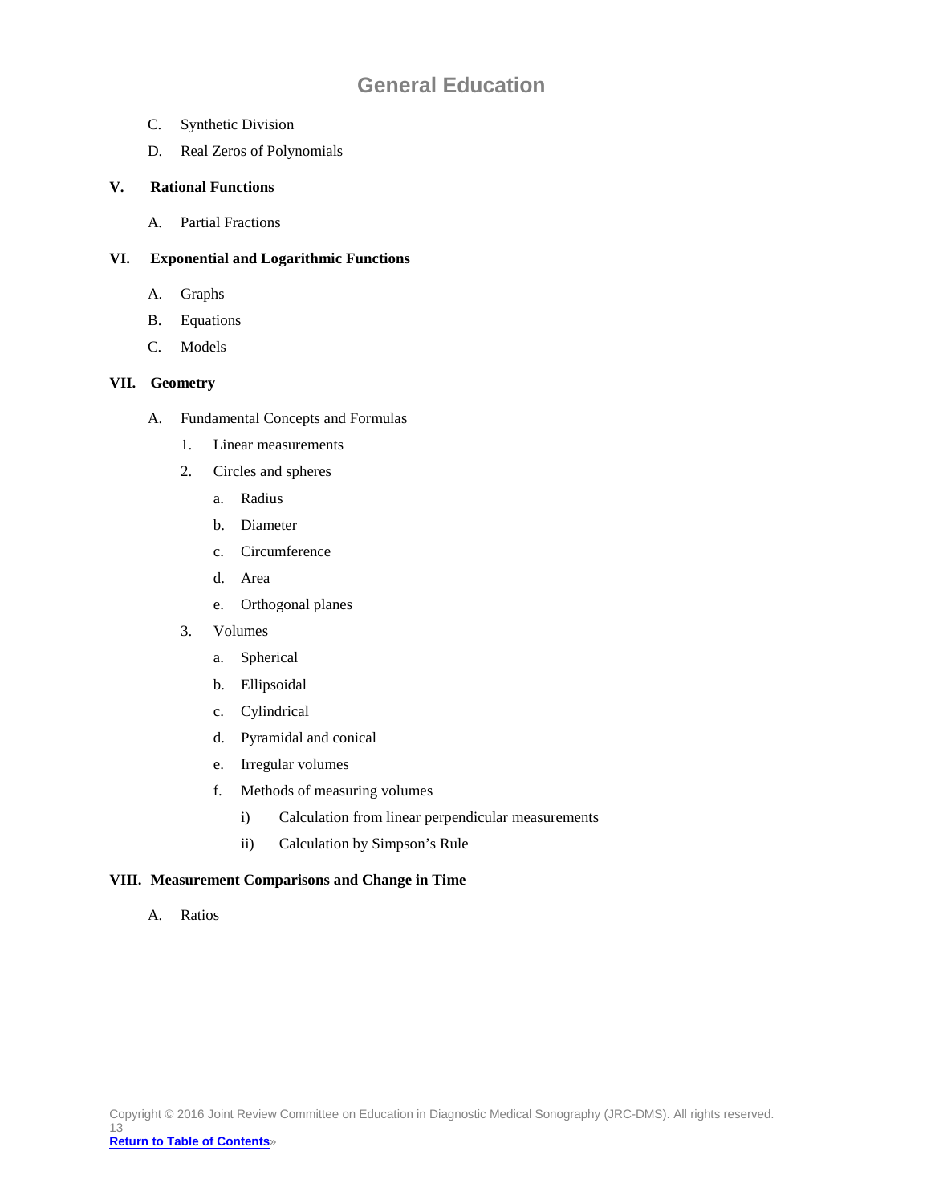C. Synthetic Division

D. Real Zeros of Polynomials

**V. Rational Functions**

A. Partial Fractions

**VI. Exponential and Logarithmic Functions**

A. Graphs

B. Equations

C. Models

**VII. Geometry**

A. Fundamental Concepts and Formulas

1. Linear measurements
2. Circles and spheres
    a. Radius
    b. Diameter
    c. Circumference
    d. Area
    e. Orthogonal planes
3. Volumes
    a. Spherical
    b. Ellipsoidal
    c. Cylindrical
    d. Pyramidal and conical
    e. Irregular volumes
    f. Methods of measuring volumes
        i) Calculation from linear perpendicular measurements
        ii) Calculation by Simpson's Rule

**VIII. Measurement Comparisons and Change in Time**

A. Ratios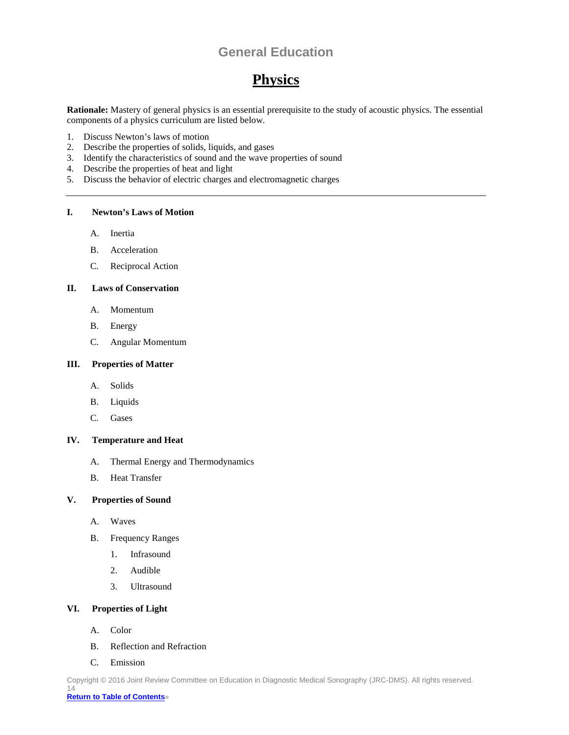## General Education

# Physics

**Rationale:** Mastery of general physics is an essential prerequisite to the study of acoustic physics. The essential components of a physics curriculum are listed below.

1. Discuss Newton's laws of motion
2. Describe the properties of solids, liquids, and gases
3. Identify the characteristics of sound and the wave properties of sound
4. Describe the properties of heat and light
5. Discuss the behavior of electric charges and electromagnetic charges

---

**I. Newton's Laws of Motion**

- A. Inertia
- B. Acceleration
- C. Reciprocal Action

**II. Laws of Conservation**

- A. Momentum
- B. Energy
- C. Angular Momentum

**III. Properties of Matter**

- A. Solids
- B. Liquids
- C. Gases

**IV. Temperature and Heat**

- A. Thermal Energy and Thermodynamics
- B. Heat Transfer

**V. Properties of Sound**

- A. Waves
- B. Frequency Ranges
  1. Infrasound
  2. Audible
  3. Ultrasound

**VI. Properties of Light**

- A. Color
- B. Reflection and Refraction
- C. Emission

Copyright © 2016 Joint Review Committee on Education in Diagnostic Medical Sonography (JRC-DMS). All rights reserved.

**Return to Table of Contents**»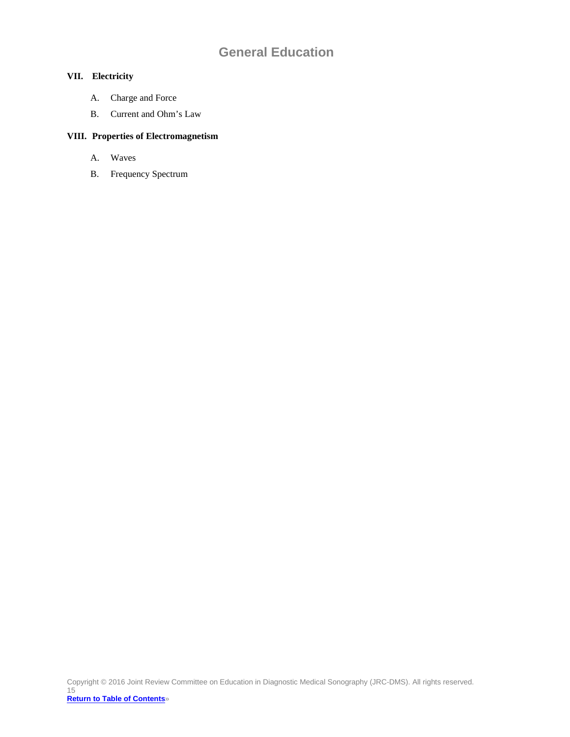## General Education

### VII. Electricity

A. Charge and Force

B. Current and Ohm's Law

### VIII. Properties of Electromagnetism

A. Waves

B. Frequency Spectrum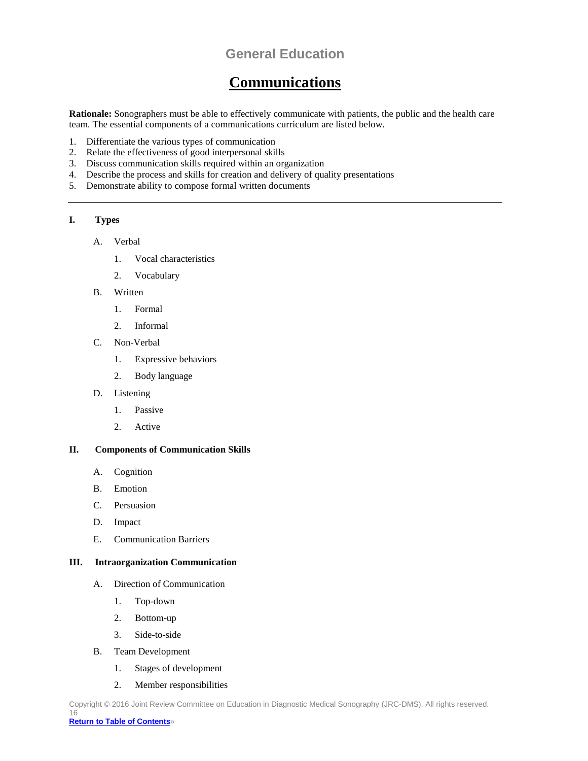## General Education

# Communications

**Rationale:** Sonographers must be able to effectively communicate with patients, the public and the health care team. The essential components of a communications curriculum are listed below.

1. Differentiate the various types of communication
2. Relate the effectiveness of good interpersonal skills
3. Discuss communication skills required within an organization
4. Describe the process and skills for creation and delivery of quality presentations
5. Demonstrate ability to compose formal written documents

---

**I. Types**

- A. Verbal
  1. Vocal characteristics
  2. Vocabulary
- B. Written
  1. Formal
  2. Informal
- C. Non-Verbal
  1. Expressive behaviors
  2. Body language
- D. Listening
  1. Passive
  2. Active

**II. Components of Communication Skills**

- A. Cognition
- B. Emotion
- C. Persuasion
- D. Impact
- E. Communication Barriers

**III. Intraorganization Communication**

- A. Direction of Communication
  1. Top-down
  2. Bottom-up
  3. Side-to-side
- B. Team Development
  1. Stages of development
  2. Member responsibilities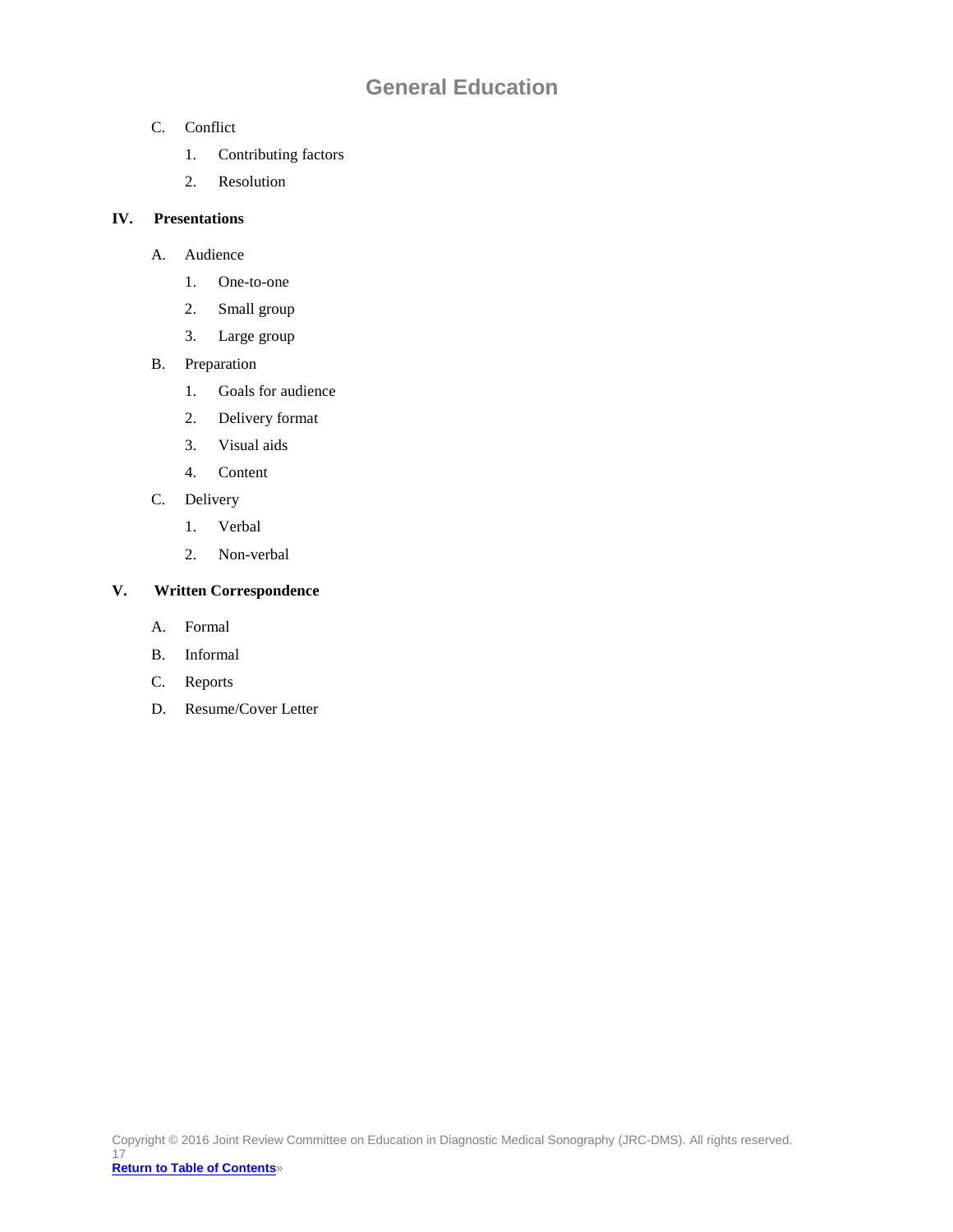C. Conflict
   1. Contributing factors
   2. Resolution

**IV. Presentations**

A. Audience
   1. One-to-one
   2. Small group
   3. Large group

B. Preparation
   1. Goals for audience
   2. Delivery format
   3. Visual aids
   4. Content

C. Delivery
   1. Verbal
   2. Non-verbal

**V. Written Correspondence**

A. Formal

B. Informal

C. Reports

D. Resume/Cover Letter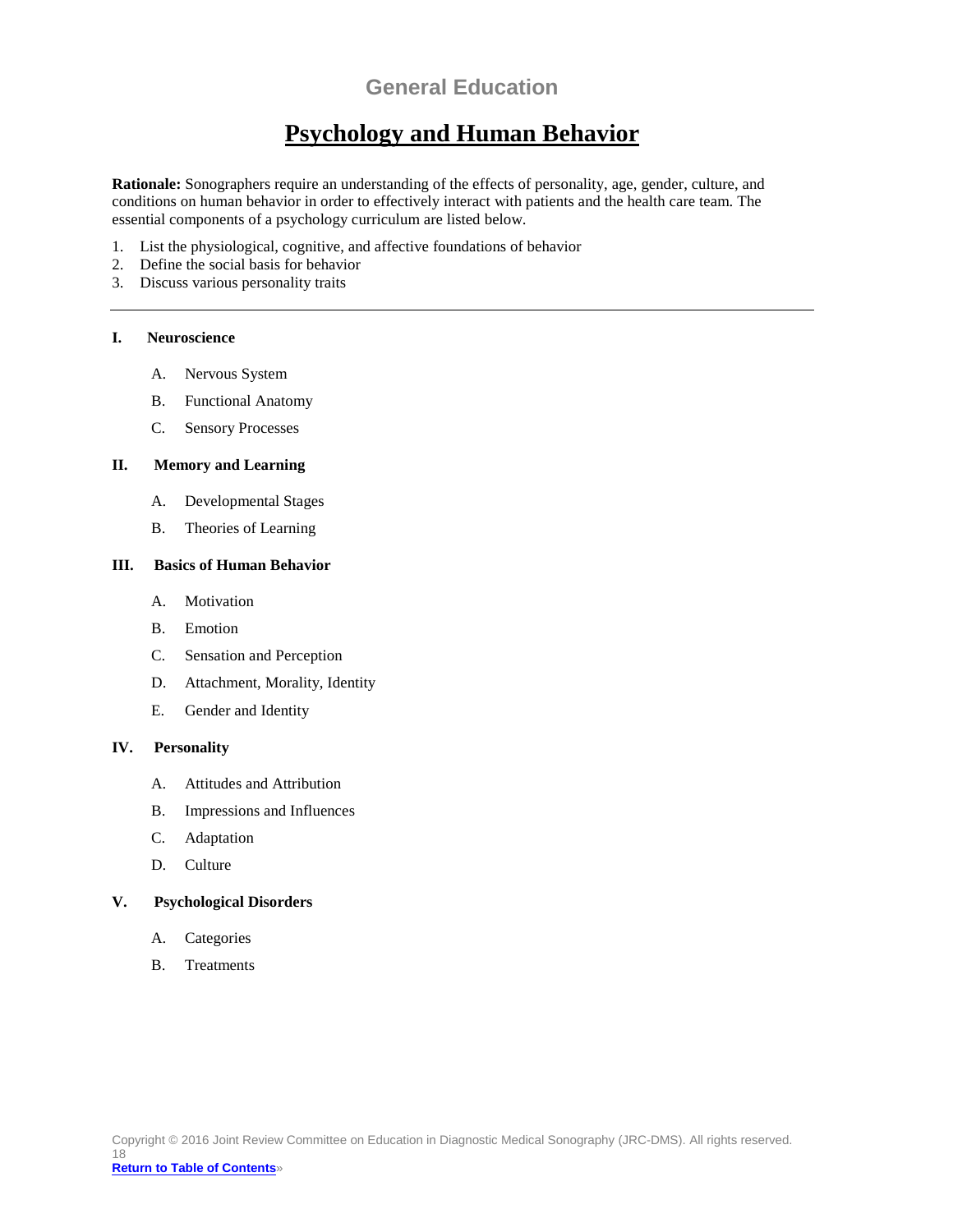## General Education

# Psychology and Human Behavior

**Rationale:** Sonographers require an understanding of the effects of personality, age, gender, culture, and conditions on human behavior in order to effectively interact with patients and the health care team. The essential components of a psychology curriculum are listed below.

1. List the physiological, cognitive, and affective foundations of behavior
2. Define the social basis for behavior
3. Discuss various personality traits

---

**I. Neuroscience**

- A. Nervous System
- B. Functional Anatomy
- C. Sensory Processes

**II. Memory and Learning**

- A. Developmental Stages
- B. Theories of Learning

**III. Basics of Human Behavior**

- A. Motivation
- B. Emotion
- C. Sensation and Perception
- D. Attachment, Morality, Identity
- E. Gender and Identity

**IV. Personality**

- A. Attitudes and Attribution
- B. Impressions and Influences
- C. Adaptation
- D. Culture

**V. Psychological Disorders**

- A. Categories
- B. Treatments

Copyright © 2016 Joint Review Committee on Education in Diagnostic Medical Sonography (JRC-DMS). All rights reserved.

**Return to Table of Contents**»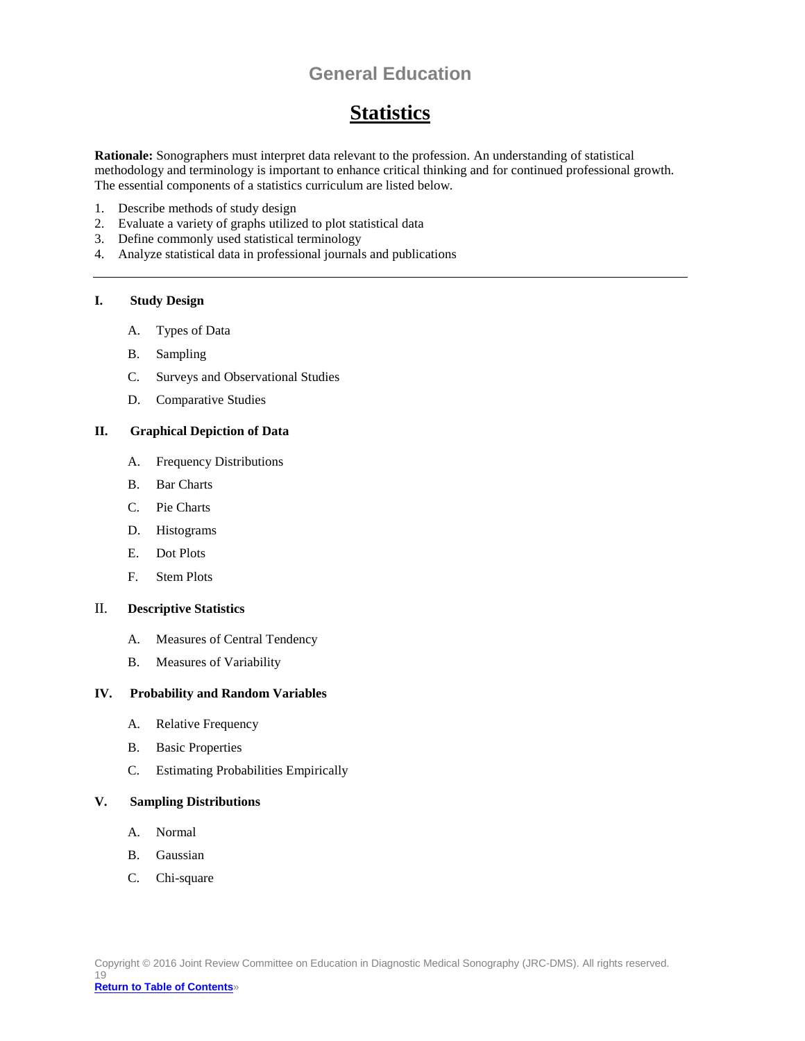## General Education

# Statistics

**Rationale:** Sonographers must interpret data relevant to the profession. An understanding of statistical methodology and terminology is important to enhance critical thinking and for continued professional growth. The essential components of a statistics curriculum are listed below.

1. Describe methods of study design
2. Evaluate a variety of graphs utilized to plot statistical data
3. Define commonly used statistical terminology
4. Analyze statistical data in professional journals and publications

---

**I. Study Design**

- A. Types of Data
- B. Sampling
- C. Surveys and Observational Studies
- D. Comparative Studies

**II. Graphical Depiction of Data**

- A. Frequency Distributions
- B. Bar Charts
- C. Pie Charts
- D. Histograms
- E. Dot Plots
- F. Stem Plots

II. **Descriptive Statistics**

- A. Measures of Central Tendency
- B. Measures of Variability

**IV. Probability and Random Variables**

- A. Relative Frequency
- B. Basic Properties
- C. Estimating Probabilities Empirically

**V. Sampling Distributions**

- A. Normal
- B. Gaussian
- C. Chi-square

Copyright © 2016 Joint Review Committee on Education in Diagnostic Medical Sonography (JRC-DMS). All rights reserved.

**Return to Table of Contents**»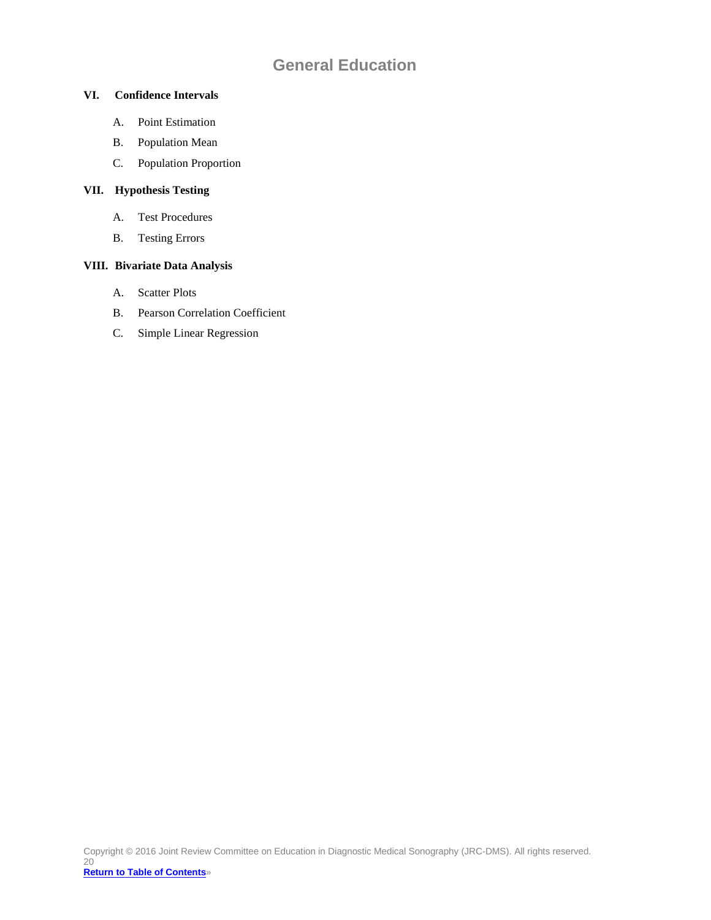# General Education

**VI. Confidence Intervals**

A. Point Estimation

B. Population Mean

C. Population Proportion

**VII. Hypothesis Testing**

A. Test Procedures

B. Testing Errors

**VIII. Bivariate Data Analysis**

A. Scatter Plots

B. Pearson Correlation Coefficient

C. Simple Linear Regression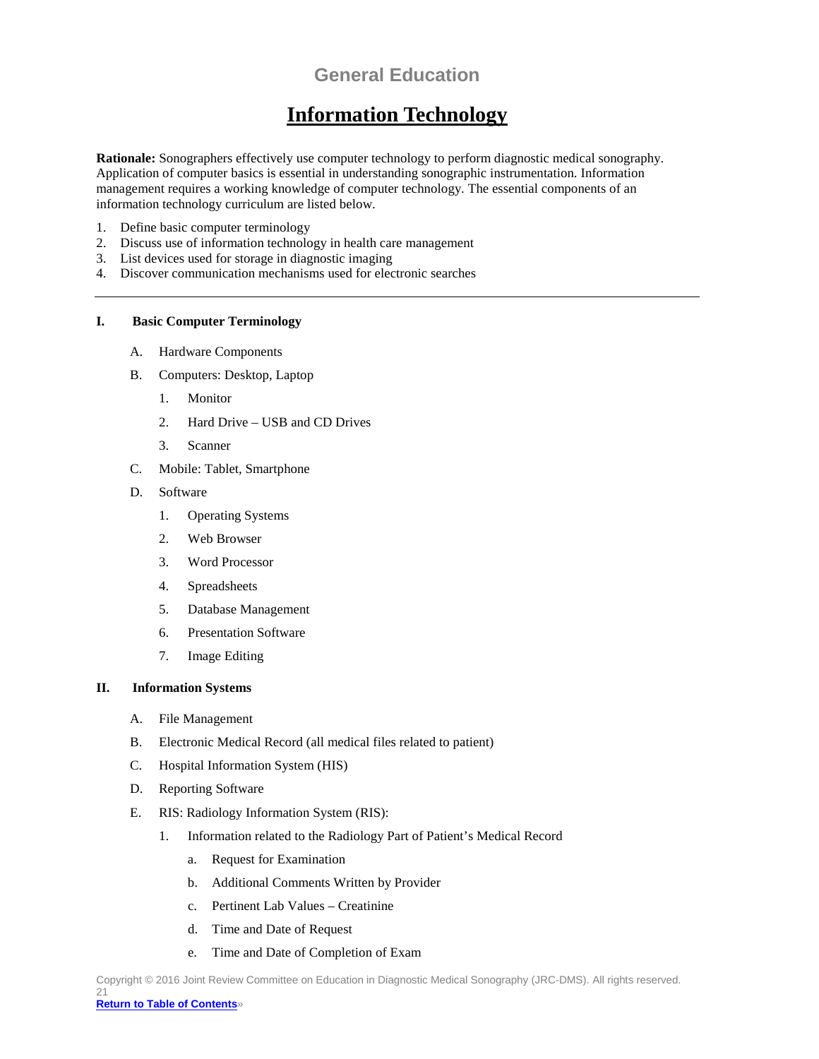# General Education

## Information Technology

**Rationale:** Sonographers effectively use computer technology to perform diagnostic medical sonography. Application of computer basics is essential in understanding sonographic instrumentation. Information management requires a working knowledge of computer technology. The essential components of an information technology curriculum are listed below.

1. Define basic computer terminology
2. Discuss use of information technology in health care management
3. List devices used for storage in diagnostic imaging
4. Discover communication mechanisms used for electronic searches

---

**I. Basic Computer Terminology**

- A. Hardware Components
- B. Computers: Desktop, Laptop
  1. Monitor
  2. Hard Drive – USB and CD Drives
  3. Scanner
- C. Mobile: Tablet, Smartphone
- D. Software
  1. Operating Systems
  2. Web Browser
  3. Word Processor
  4. Spreadsheets
  5. Database Management
  6. Presentation Software
  7. Image Editing

**II. Information Systems**

- A. File Management
- B. Electronic Medical Record (all medical files related to patient)
- C. Hospital Information System (HIS)
- D. Reporting Software
- E. RIS: Radiology Information System (RIS):
  1. Information related to the Radiology Part of Patient's Medical Record
     - a. Request for Examination
     - b. Additional Comments Written by Provider
     - c. Pertinent Lab Values – Creatinine
     - d. Time and Date of Request
     - e. Time and Date of Completion of Exam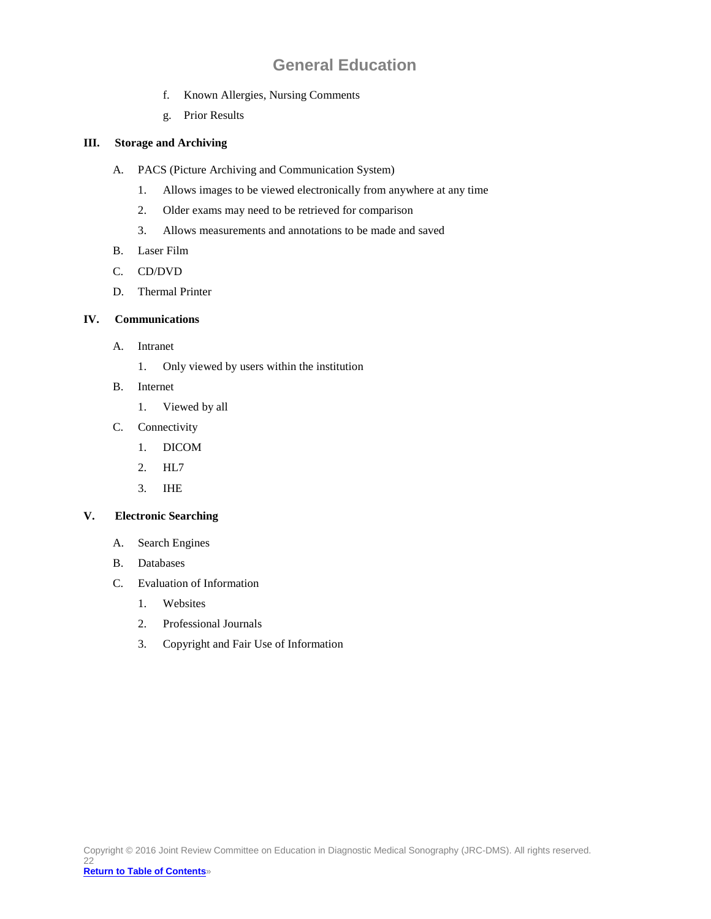f. Known Allergies, Nursing Comments

g. Prior Results

**III. Storage and Archiving**

A. PACS (Picture Archiving and Communication System)

1. Allows images to be viewed electronically from anywhere at any time
2. Older exams may need to be retrieved for comparison
3. Allows measurements and annotations to be made and saved

B. Laser Film

C. CD/DVD

D. Thermal Printer

**IV. Communications**

A. Intranet

1. Only viewed by users within the institution

B. Internet

1. Viewed by all

C. Connectivity

1. DICOM
2. HL7
3. IHE

**V. Electronic Searching**

A. Search Engines

B. Databases

C. Evaluation of Information

1. Websites
2. Professional Journals
3. Copyright and Fair Use of Information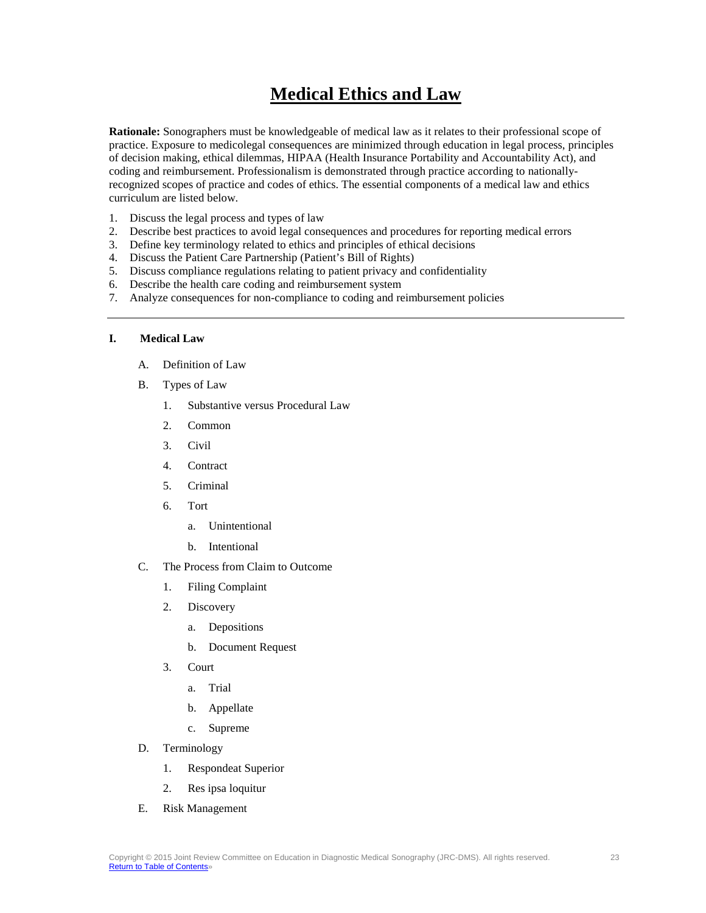# Medical Ethics and Law

**Rationale:** Sonographers must be knowledgeable of medical law as it relates to their professional scope of practice. Exposure to medicolegal consequences are minimized through education in legal process, principles of decision making, ethical dilemmas, HIPAA (Health Insurance Portability and Accountability Act), and coding and reimbursement. Professionalism is demonstrated through practice according to nationally-recognized scopes of practice and codes of ethics. The essential components of a medical law and ethics curriculum are listed below.

1. Discuss the legal process and types of law
2. Describe best practices to avoid legal consequences and procedures for reporting medical errors
3. Define key terminology related to ethics and principles of ethical decisions
4. Discuss the Patient Care Partnership (Patient's Bill of Rights)
5. Discuss compliance regulations relating to patient privacy and confidentiality
6. Describe the health care coding and reimbursement system
7. Analyze consequences for non-compliance to coding and reimbursement policies

---

**I. Medical Law**

- A. Definition of Law
- B. Types of Law
  1. Substantive versus Procedural Law
  2. Common
  3. Civil
  4. Contract
  5. Criminal
  6. Tort
     - a. Unintentional
     - b. Intentional
- C. The Process from Claim to Outcome
  1. Filing Complaint
  2. Discovery
     - a. Depositions
     - b. Document Request
  3. Court
     - a. Trial
     - b. Appellate
     - c. Supreme
- D. Terminology
  1. Respondeat Superior
  2. Res ipsa loquitur
- E. Risk Management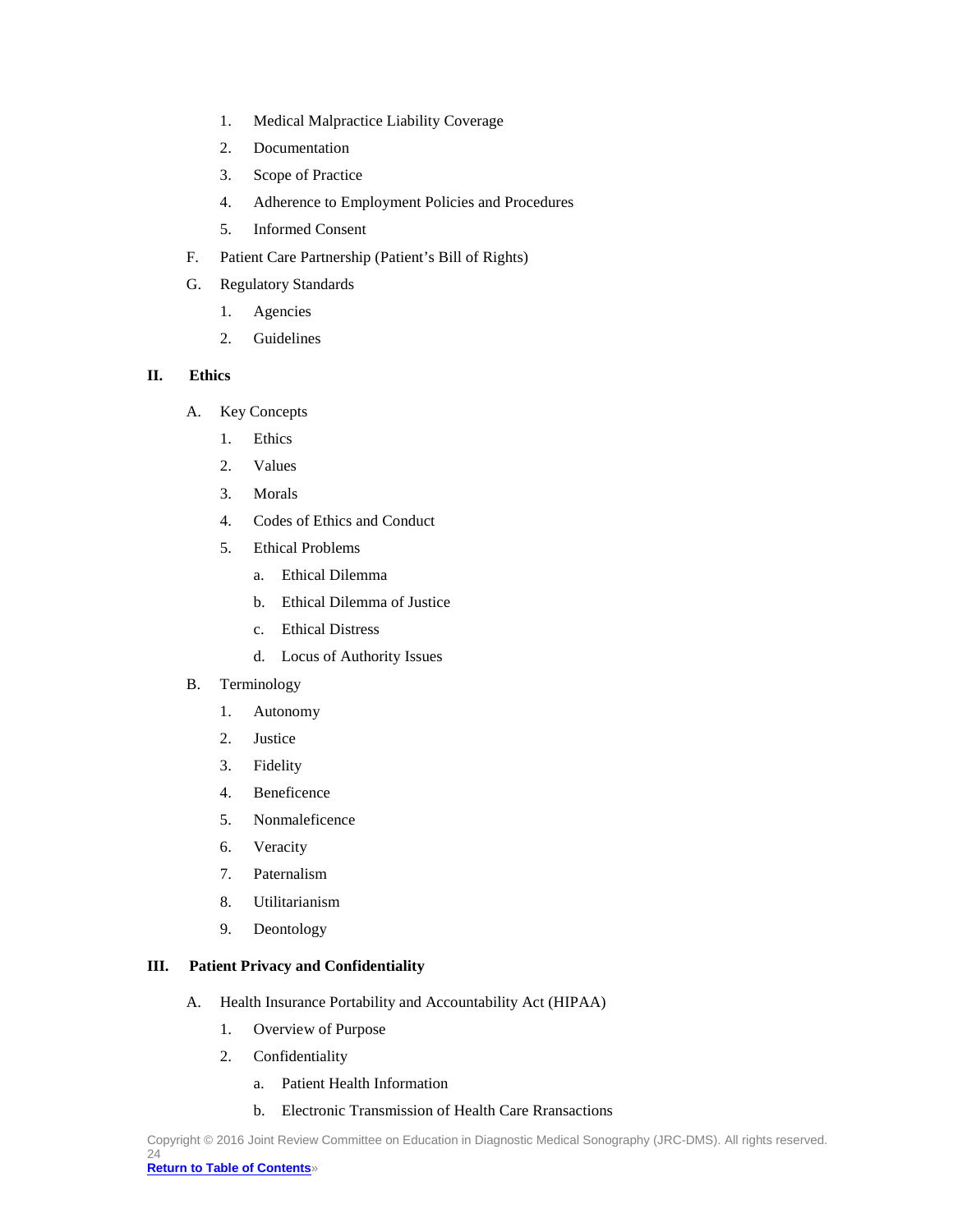1. Medical Malpractice Liability Coverage
2. Documentation
3. Scope of Practice
4. Adherence to Employment Policies and Procedures
5. Informed Consent

F. Patient Care Partnership (Patient's Bill of Rights)

G. Regulatory Standards

1. Agencies
2. Guidelines

## II. Ethics

A. Key Concepts

1. Ethics
2. Values
3. Morals
4. Codes of Ethics and Conduct
5. Ethical Problems
   a. Ethical Dilemma
   b. Ethical Dilemma of Justice
   c. Ethical Distress
   d. Locus of Authority Issues

B. Terminology

1. Autonomy
2. Justice
3. Fidelity
4. Beneficence
5. Nonmaleficence
6. Veracity
7. Paternalism
8. Utilitarianism
9. Deontology

## III. Patient Privacy and Confidentiality

A. Health Insurance Portability and Accountability Act (HIPAA)

1. Overview of Purpose
2. Confidentiality
   a. Patient Health Information
   b. Electronic Transmission of Health Care Rransactions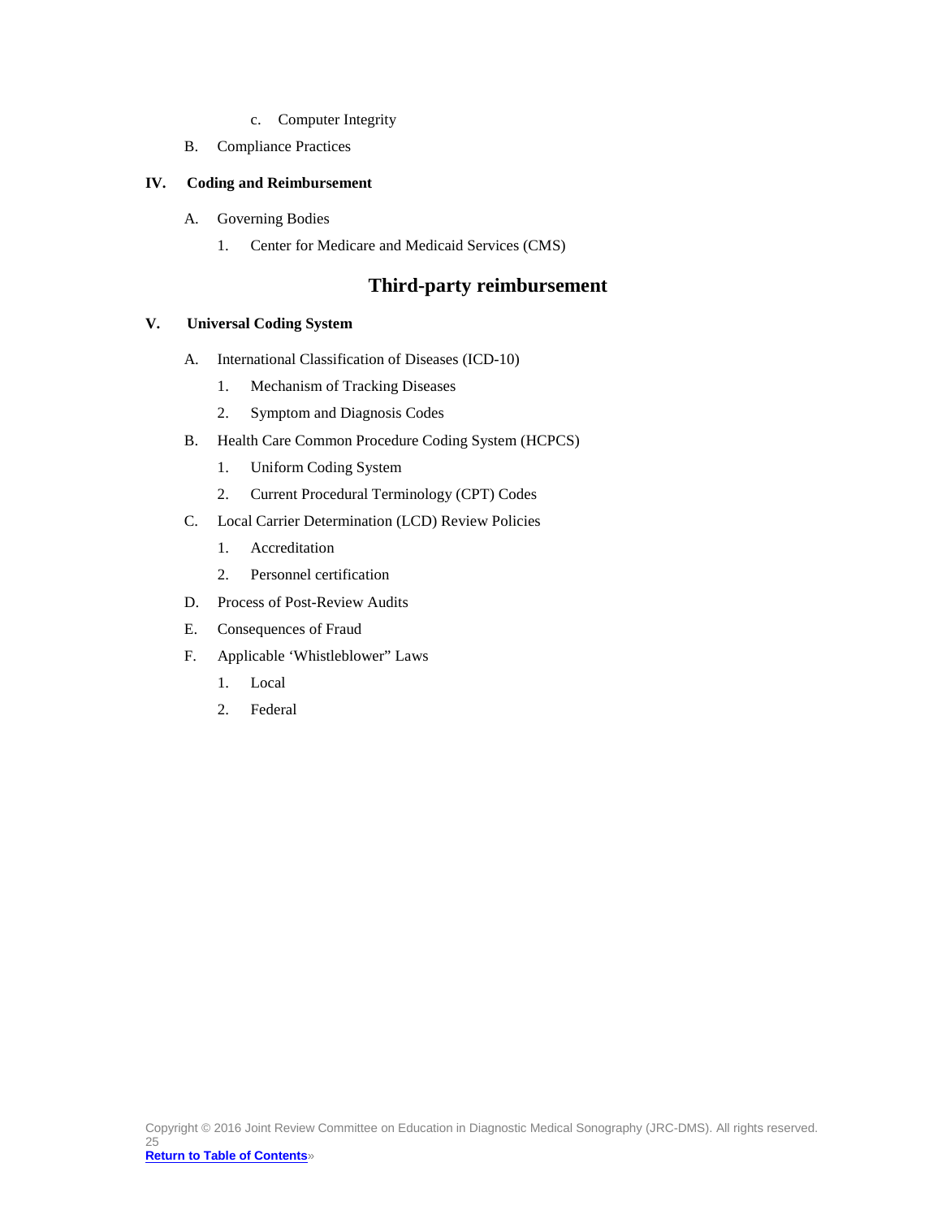c. Computer Integrity

B. Compliance Practices

**IV. Coding and Reimbursement**

A. Governing Bodies

1. Center for Medicare and Medicaid Services (CMS)

## Third-party reimbursement

**V. Universal Coding System**

A. International Classification of Diseases (ICD-10)

1. Mechanism of Tracking Diseases

2. Symptom and Diagnosis Codes

B. Health Care Common Procedure Coding System (HCPCS)

1. Uniform Coding System

2. Current Procedural Terminology (CPT) Codes

C. Local Carrier Determination (LCD) Review Policies

1. Accreditation

2. Personnel certification

D. Process of Post-Review Audits

E. Consequences of Fraud

F. Applicable 'Whistleblower" Laws

1. Local

2. Federal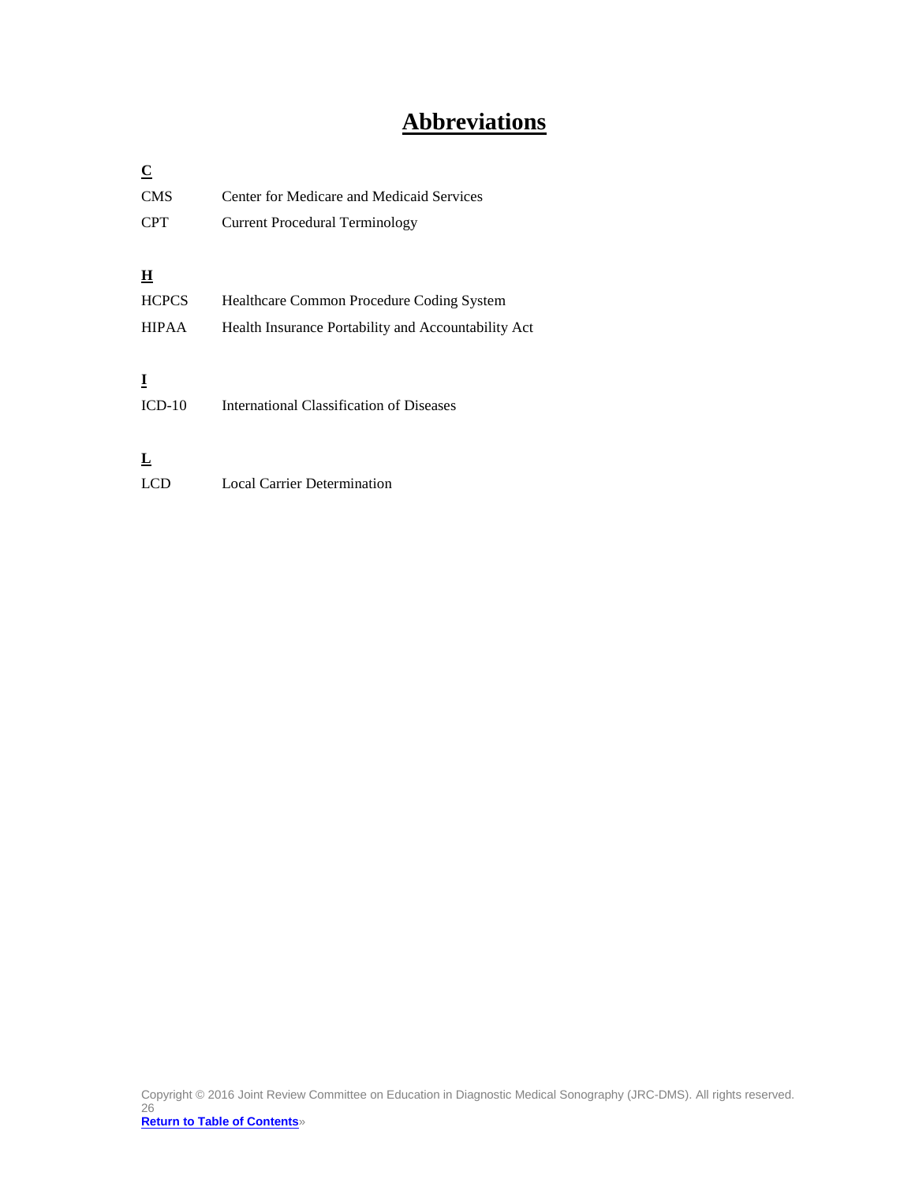# Abbreviations

**C**

| | |
|---|---|
| CMS | Center for Medicare and Medicaid Services |
| CPT | Current Procedural Terminology |

**H**

| | |
|---|---|
| HCPCS | Healthcare Common Procedure Coding System |
| HIPAA | Health Insurance Portability and Accountability Act |

**I**

| | |
|---|---|
| ICD-10 | International Classification of Diseases |

**L**

| | |
|---|---|
| LCD | Local Carrier Determination |

Copyright © 2016 Joint Review Committee on Education in Diagnostic Medical Sonography (JRC-DMS). All rights reserved.

**Return to Table of Contents**»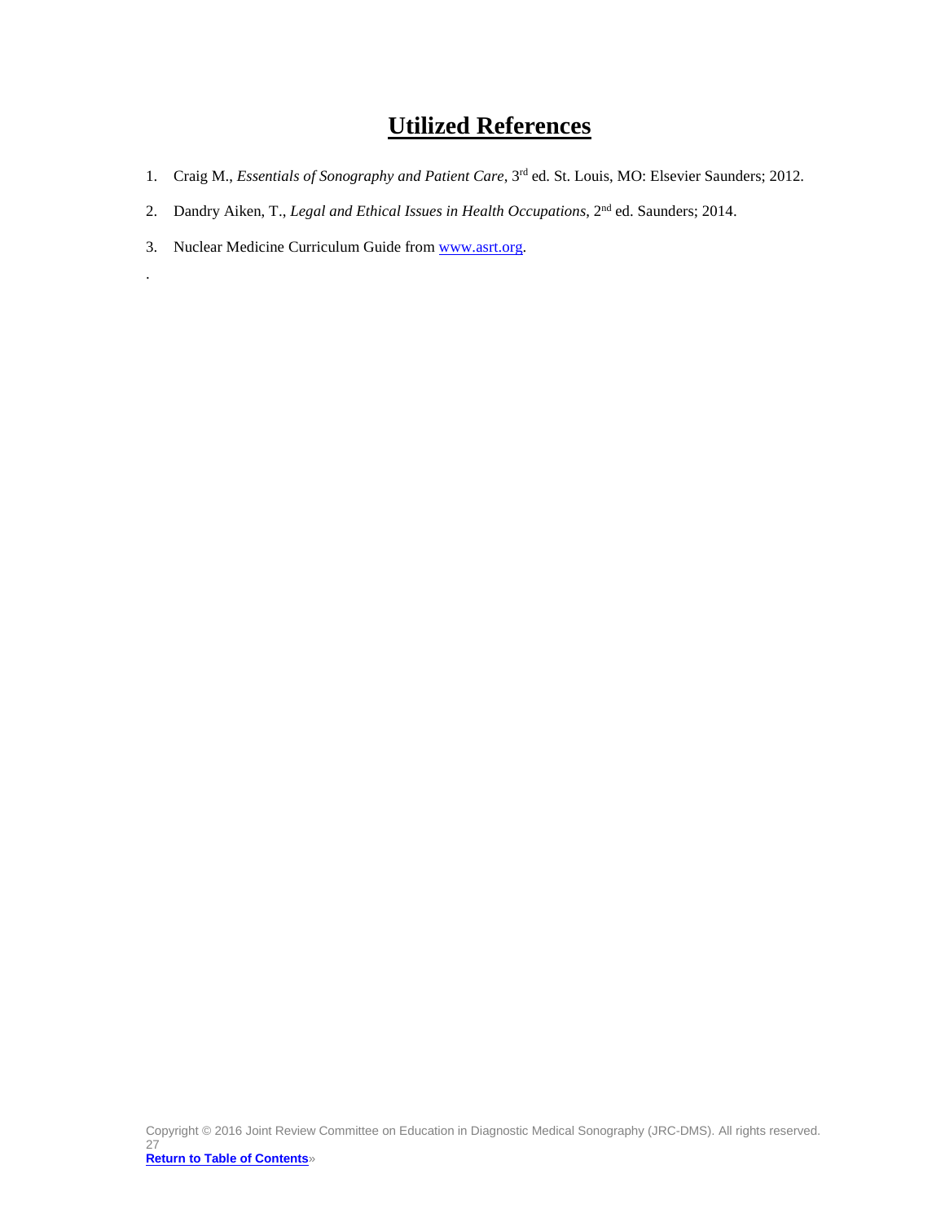# Utilized References

1. Craig M., *Essentials of Sonography and Patient Care*, 3rd ed. St. Louis, MO: Elsevier Saunders; 2012.
2. Dandry Aiken, T., *Legal and Ethical Issues in Health Occupations*, 2nd ed. Saunders; 2014.
3. Nuclear Medicine Curriculum Guide from www.asrt.org.

.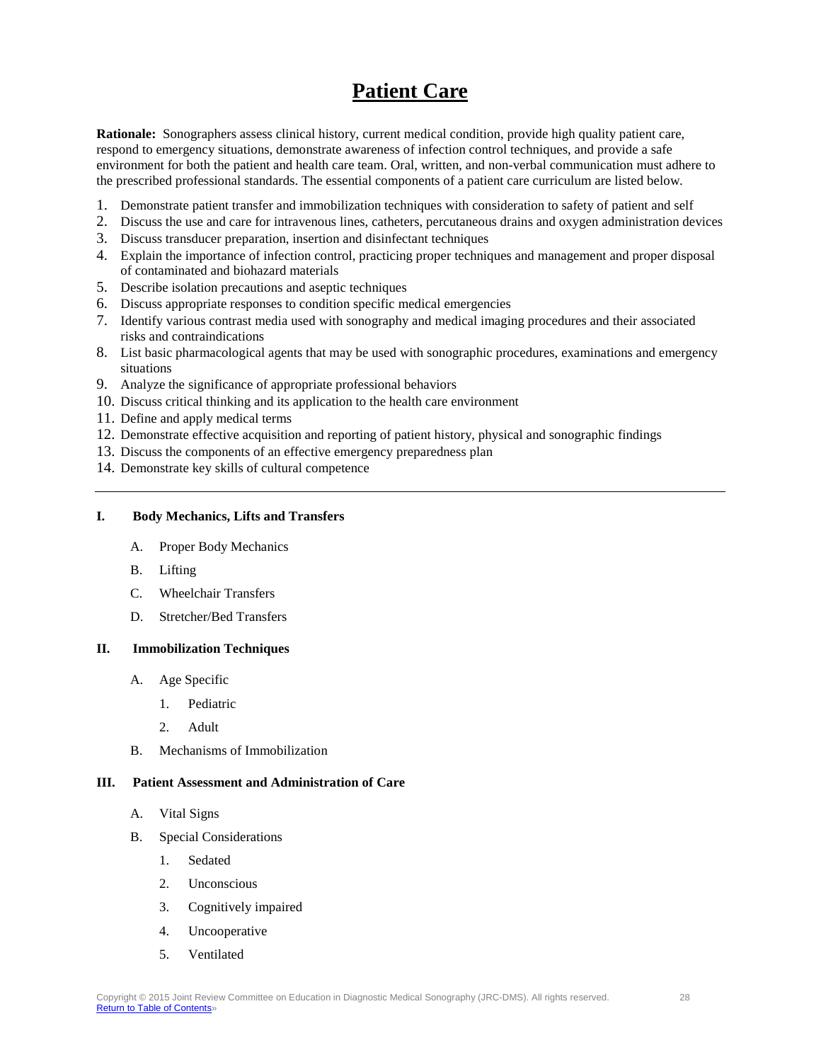# Patient Care

**Rationale:** Sonographers assess clinical history, current medical condition, provide high quality patient care, respond to emergency situations, demonstrate awareness of infection control techniques, and provide a safe environment for both the patient and health care team. Oral, written, and non-verbal communication must adhere to the prescribed professional standards. The essential components of a patient care curriculum are listed below.

1. Demonstrate patient transfer and immobilization techniques with consideration to safety of patient and self
2. Discuss the use and care for intravenous lines, catheters, percutaneous drains and oxygen administration devices
3. Discuss transducer preparation, insertion and disinfectant techniques
4. Explain the importance of infection control, practicing proper techniques and management and proper disposal of contaminated and biohazard materials
5. Describe isolation precautions and aseptic techniques
6. Discuss appropriate responses to condition specific medical emergencies
7. Identify various contrast media used with sonography and medical imaging procedures and their associated risks and contraindications
8. List basic pharmacological agents that may be used with sonographic procedures, examinations and emergency situations
9. Analyze the significance of appropriate professional behaviors
10. Discuss critical thinking and its application to the health care environment
11. Define and apply medical terms
12. Demonstrate effective acquisition and reporting of patient history, physical and sonographic findings
13. Discuss the components of an effective emergency preparedness plan
14. Demonstrate key skills of cultural competence

---

**I. Body Mechanics, Lifts and Transfers**

- A. Proper Body Mechanics
- B. Lifting
- C. Wheelchair Transfers
- D. Stretcher/Bed Transfers

**II. Immobilization Techniques**

- A. Age Specific
  - 1. Pediatric
  - 2. Adult
- B. Mechanisms of Immobilization

**III. Patient Assessment and Administration of Care**

- A. Vital Signs
- B. Special Considerations
  - 1. Sedated
  - 2. Unconscious
  - 3. Cognitively impaired
  - 4. Uncooperative
  - 5. Ventilated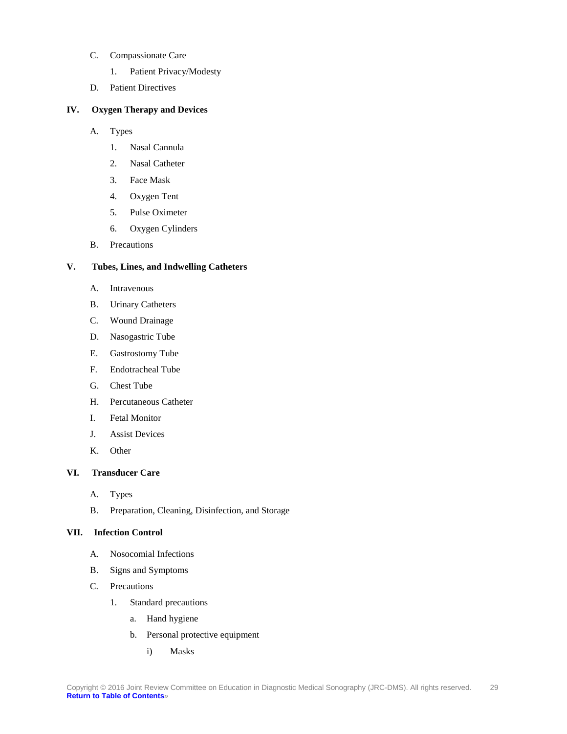C. Compassionate Care

1. Patient Privacy/Modesty

D. Patient Directives

**IV. Oxygen Therapy and Devices**

A. Types

1. Nasal Cannula
2. Nasal Catheter
3. Face Mask
4. Oxygen Tent
5. Pulse Oximeter
6. Oxygen Cylinders

B. Precautions

**V. Tubes, Lines, and Indwelling Catheters**

A. Intravenous

B. Urinary Catheters

C. Wound Drainage

D. Nasogastric Tube

E. Gastrostomy Tube

F. Endotracheal Tube

G. Chest Tube

H. Percutaneous Catheter

I. Fetal Monitor

J. Assist Devices

K. Other

**VI. Transducer Care**

A. Types

B. Preparation, Cleaning, Disinfection, and Storage

**VII. Infection Control**

A. Nosocomial Infections

B. Signs and Symptoms

C. Precautions

1. Standard precautions

   a. Hand hygiene

   b. Personal protective equipment

      i) Masks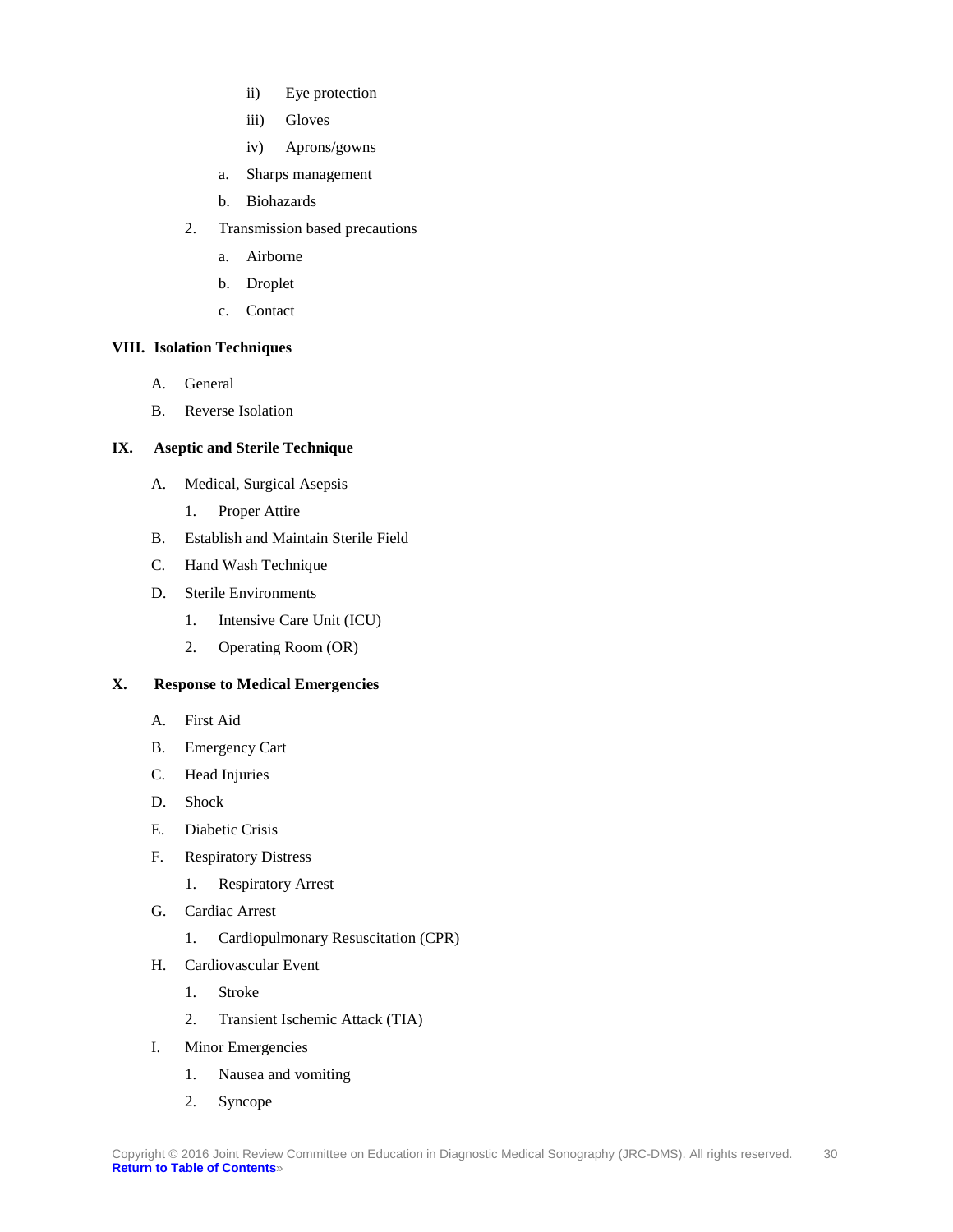- ii) Eye protection
  - iii) Gloves
  - iv) Aprons/gowns
  - a. Sharps management
  - b. Biohazards
- 2. Transmission based precautions
  - a. Airborne
  - b. Droplet
  - c. Contact

**VIII. Isolation Techniques**

- A. General
- B. Reverse Isolation

**IX. Aseptic and Sterile Technique**

- A. Medical, Surgical Asepsis
  - 1. Proper Attire
- B. Establish and Maintain Sterile Field
- C. Hand Wash Technique
- D. Sterile Environments
  - 1. Intensive Care Unit (ICU)
  - 2. Operating Room (OR)

**X. Response to Medical Emergencies**

- A. First Aid
- B. Emergency Cart
- C. Head Injuries
- D. Shock
- E. Diabetic Crisis
- F. Respiratory Distress
  - 1. Respiratory Arrest
- G. Cardiac Arrest
  - 1. Cardiopulmonary Resuscitation (CPR)
- H. Cardiovascular Event
  - 1. Stroke
  - 2. Transient Ischemic Attack (TIA)
- I. Minor Emergencies
  - 1. Nausea and vomiting
  - 2. Syncope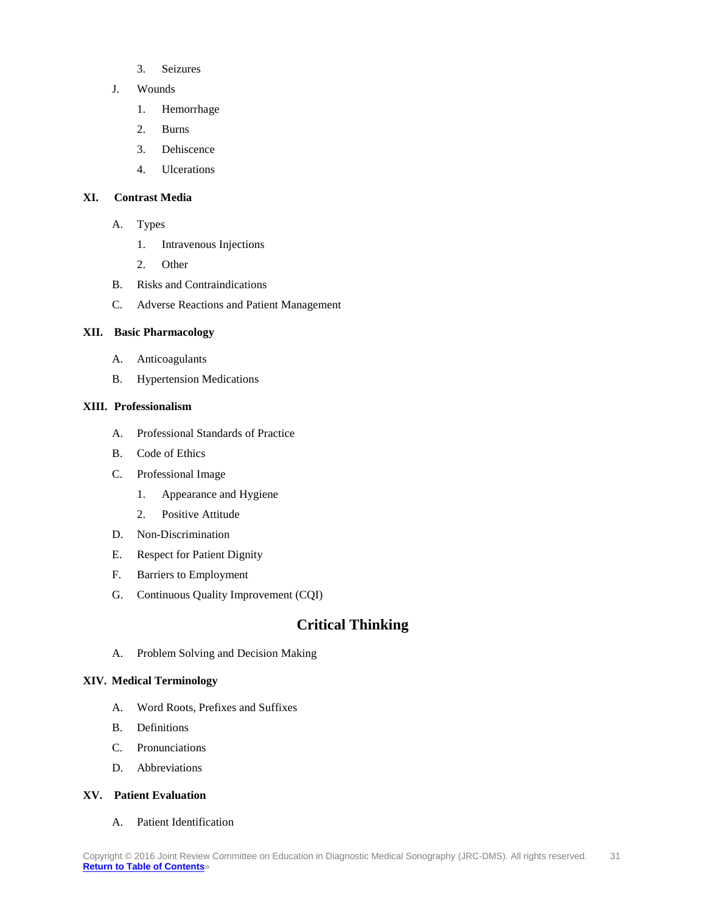3. Seizures

J. Wounds

   1. Hemorrhage
   2. Burns
   3. Dehiscence
   4. Ulcerations

**XI. Contrast Media**

A. Types

   1. Intravenous Injections
   2. Other

B. Risks and Contraindications

C. Adverse Reactions and Patient Management

**XII. Basic Pharmacology**

A. Anticoagulants

B. Hypertension Medications

**XIII. Professionalism**

A. Professional Standards of Practice

B. Code of Ethics

C. Professional Image

   1. Appearance and Hygiene
   2. Positive Attitude

D. Non-Discrimination

E. Respect for Patient Dignity

F. Barriers to Employment

G. Continuous Quality Improvement (CQI)

## Critical Thinking

A. Problem Solving and Decision Making

**XIV. Medical Terminology**

A. Word Roots, Prefixes and Suffixes

B. Definitions

C. Pronunciations

D. Abbreviations

**XV. Patient Evaluation**

A. Patient Identification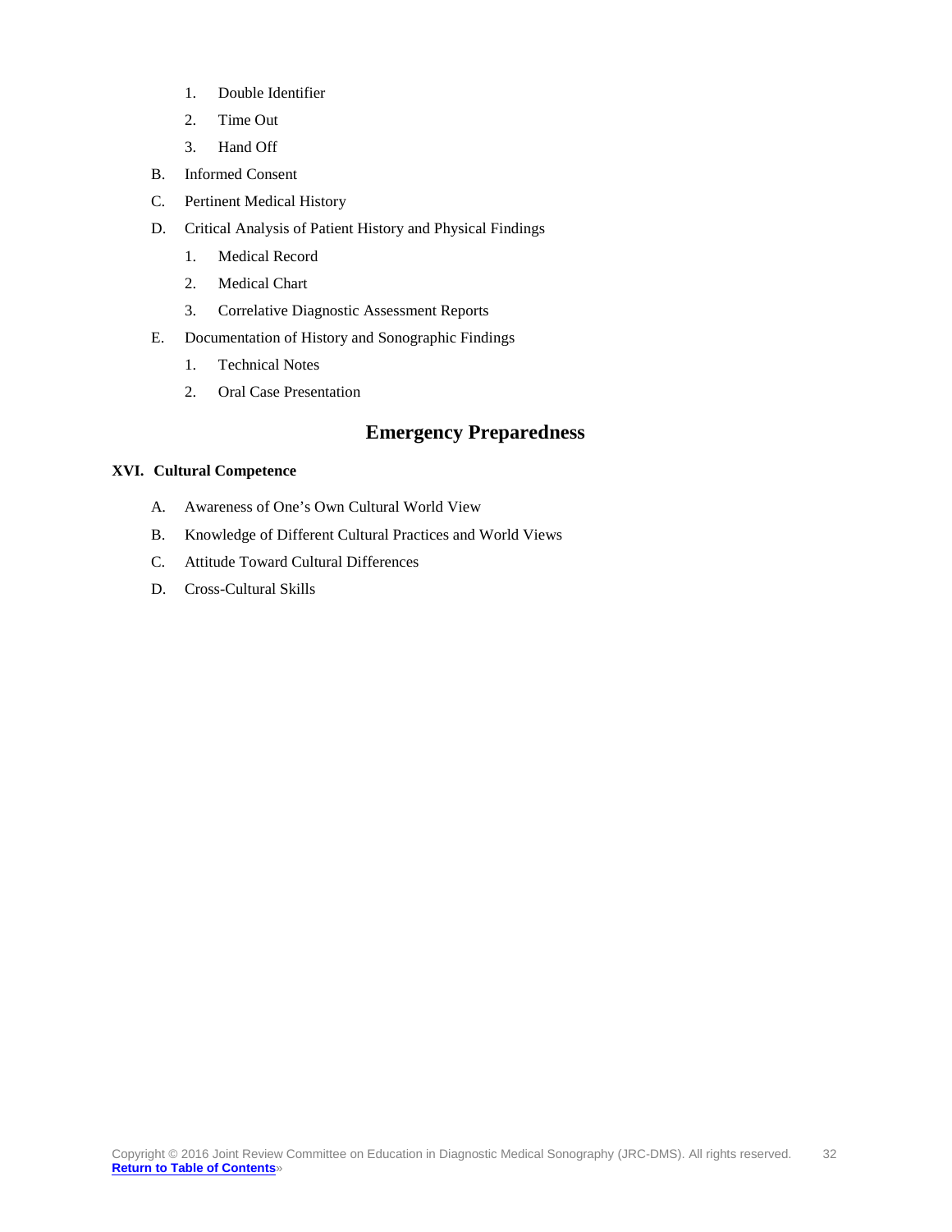1. Double Identifier
2. Time Out
3. Hand Off

B. Informed Consent

C. Pertinent Medical History

D. Critical Analysis of Patient History and Physical Findings

1. Medical Record
2. Medical Chart
3. Correlative Diagnostic Assessment Reports

E. Documentation of History and Sonographic Findings

1. Technical Notes
2. Oral Case Presentation

## Emergency Preparedness

### XVI. Cultural Competence

A. Awareness of One's Own Cultural World View

B. Knowledge of Different Cultural Practices and World Views

C. Attitude Toward Cultural Differences

D. Cross-Cultural Skills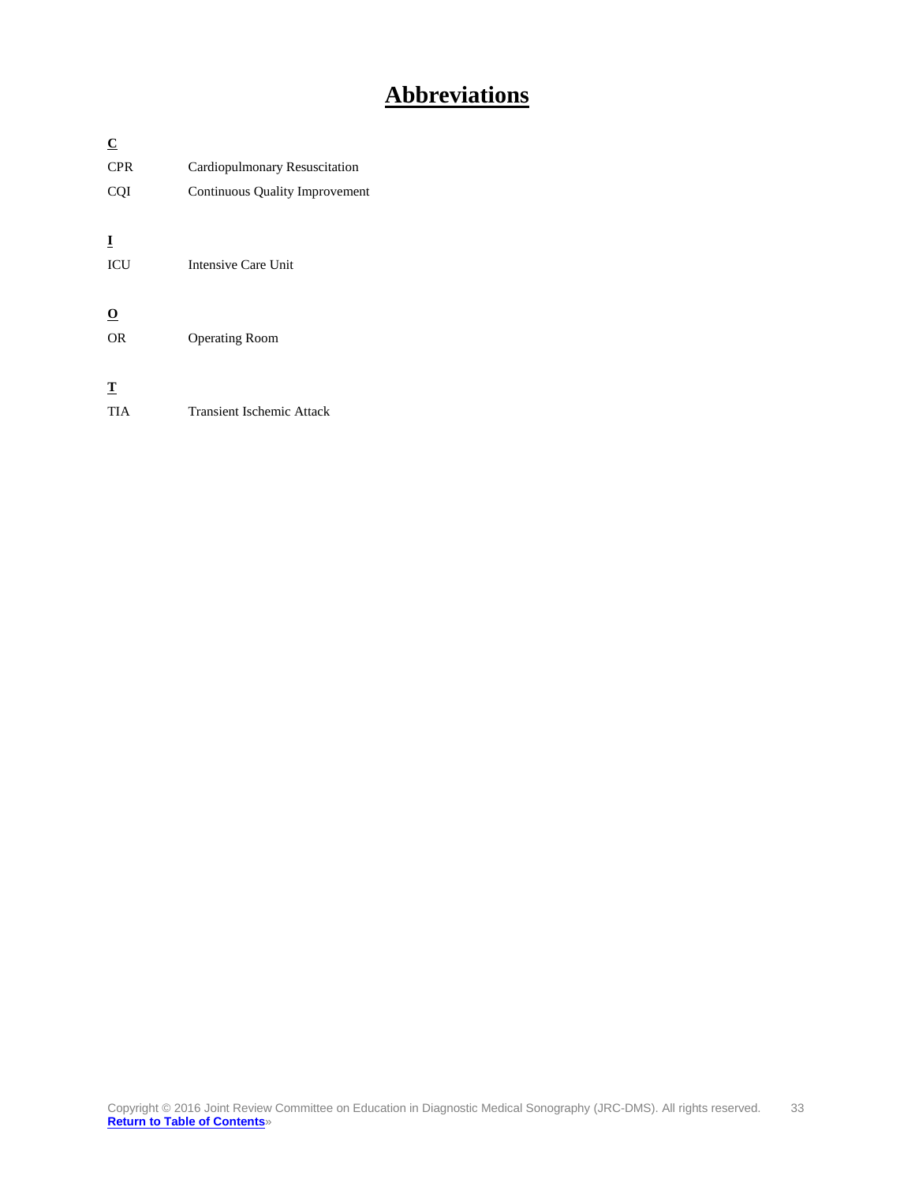# Abbreviations

**C**

| | |
|---|---|
| CPR | Cardiopulmonary Resuscitation |
| CQI | Continuous Quality Improvement |

**I**

| | |
|---|---|
| ICU | Intensive Care Unit |

**O**

| | |
|---|---|
| OR | Operating Room |

**T**

| | |
|---|---|
| TIA | Transient Ischemic Attack |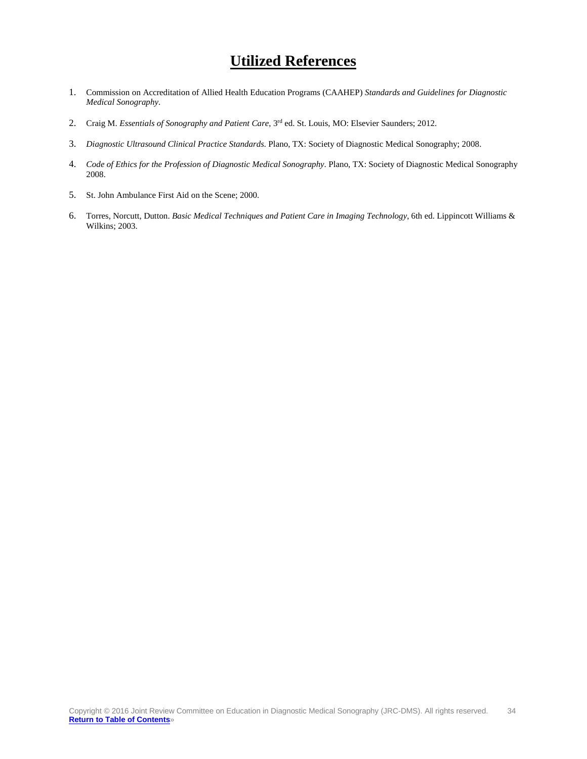# Utilized References

1. Commission on Accreditation of Allied Health Education Programs (CAAHEP) *Standards and Guidelines for Diagnostic Medical Sonography*.

2. Craig M. *Essentials of Sonography and Patient Care*, 3rd ed. St. Louis, MO: Elsevier Saunders; 2012.

3. *Diagnostic Ultrasound Clinical Practice Standards*. Plano, TX: Society of Diagnostic Medical Sonography; 2008.

4. *Code of Ethics for the Profession of Diagnostic Medical Sonography*. Plano, TX: Society of Diagnostic Medical Sonography 2008.

5. St. John Ambulance First Aid on the Scene; 2000.

6. Torres, Norcutt, Dutton. *Basic Medical Techniques and Patient Care in Imaging Technology*, 6th ed. Lippincott Williams & Wilkins; 2003.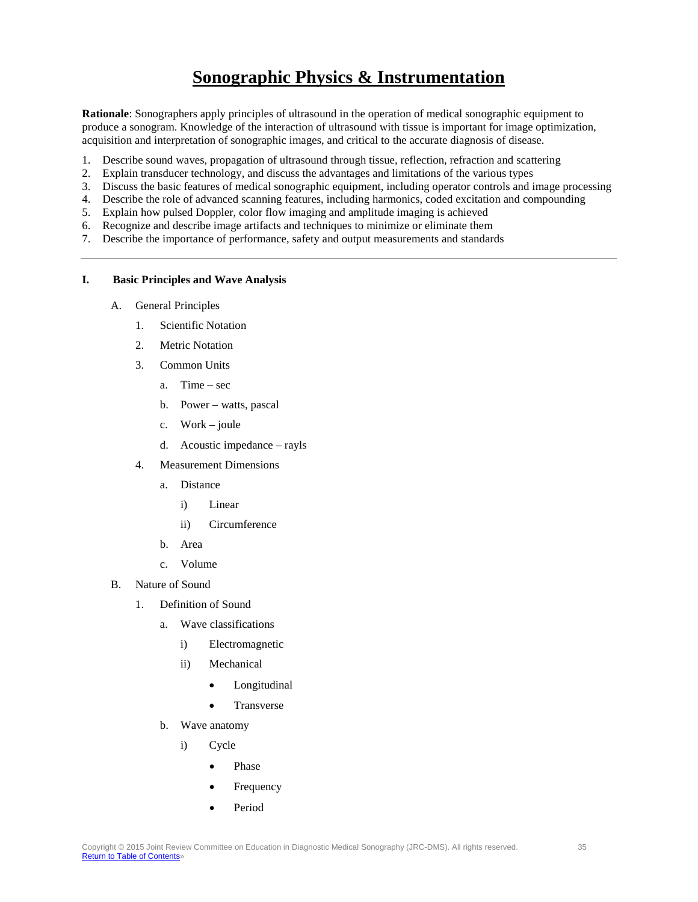# Sonographic Physics & Instrumentation

**Rationale**: Sonographers apply principles of ultrasound in the operation of medical sonographic equipment to produce a sonogram. Knowledge of the interaction of ultrasound with tissue is important for image optimization, acquisition and interpretation of sonographic images, and critical to the accurate diagnosis of disease.

1. Describe sound waves, propagation of ultrasound through tissue, reflection, refraction and scattering
2. Explain transducer technology, and discuss the advantages and limitations of the various types
3. Discuss the basic features of medical sonographic equipment, including operator controls and image processing
4. Describe the role of advanced scanning features, including harmonics, coded excitation and compounding
5. Explain how pulsed Doppler, color flow imaging and amplitude imaging is achieved
6. Recognize and describe image artifacts and techniques to minimize or eliminate them
7. Describe the importance of performance, safety and output measurements and standards

---

**I. Basic Principles and Wave Analysis**

- A. General Principles
  - 1. Scientific Notation
  - 2. Metric Notation
  - 3. Common Units
    - a. Time – sec
    - b. Power – watts, pascal
    - c. Work – joule
    - d. Acoustic impedance – rayls
  - 4. Measurement Dimensions
    - a. Distance
      - i) Linear
      - ii) Circumference
    - b. Area
    - c. Volume
- B. Nature of Sound
  - 1. Definition of Sound
    - a. Wave classifications
      - i) Electromagnetic
      - ii) Mechanical
        - Longitudinal
        - Transverse
    - b. Wave anatomy
      - i) Cycle
        - Phase
        - Frequency
        - Period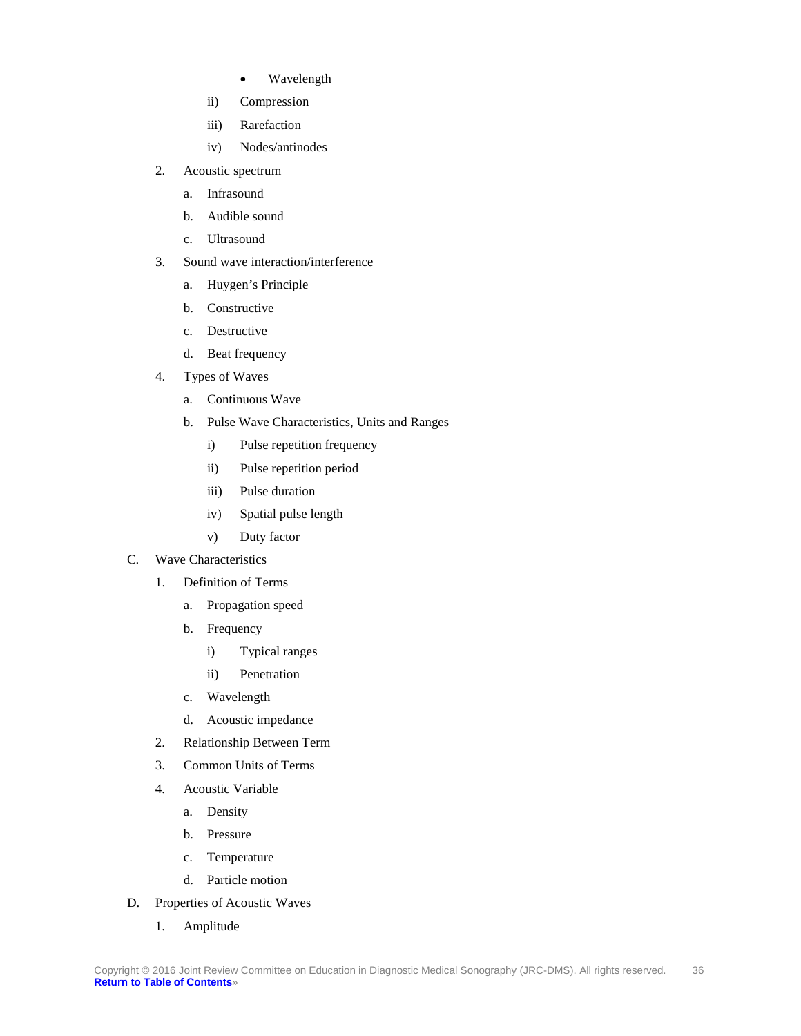- Wavelength

ii) Compression

iii) Rarefaction

iv) Nodes/antinodes

2. Acoustic spectrum
   a. Infrasound
   b. Audible sound
   c. Ultrasound
3. Sound wave interaction/interference
   a. Huygen's Principle
   b. Constructive
   c. Destructive
   d. Beat frequency
4. Types of Waves
   a. Continuous Wave
   b. Pulse Wave Characteristics, Units and Ranges
      i) Pulse repetition frequency
      ii) Pulse repetition period
      iii) Pulse duration
      iv) Spatial pulse length
      v) Duty factor

C. Wave Characteristics

1. Definition of Terms
   a. Propagation speed
   b. Frequency
      i) Typical ranges
      ii) Penetration
   c. Wavelength
   d. Acoustic impedance
2. Relationship Between Term
3. Common Units of Terms
4. Acoustic Variable
   a. Density
   b. Pressure
   c. Temperature
   d. Particle motion

D. Properties of Acoustic Waves

1. Amplitude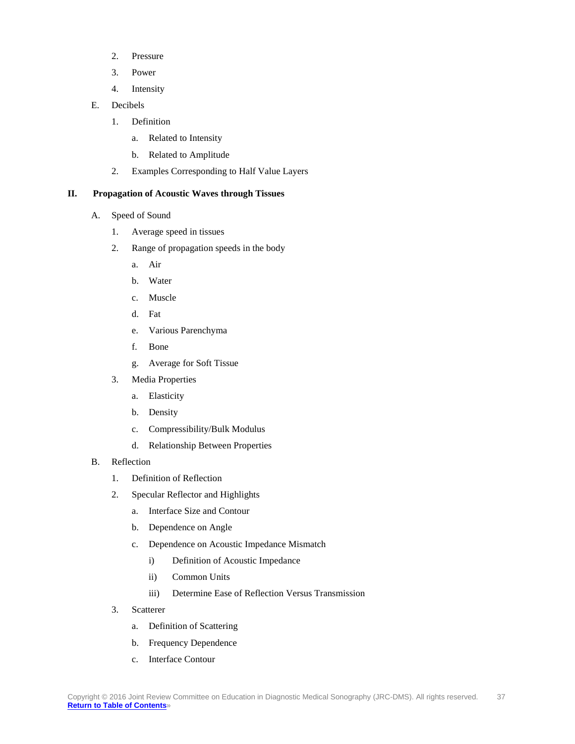2. Pressure
3. Power
4. Intensity

E. Decibels

1. Definition
    a. Related to Intensity
    b. Related to Amplitude
2. Examples Corresponding to Half Value Layers

## II. Propagation of Acoustic Waves through Tissues

A. Speed of Sound

1. Average speed in tissues
2. Range of propagation speeds in the body
    a. Air
    b. Water
    c. Muscle
    d. Fat
    e. Various Parenchyma
    f. Bone
    g. Average for Soft Tissue
3. Media Properties
    a. Elasticity
    b. Density
    c. Compressibility/Bulk Modulus
    d. Relationship Between Properties

B. Reflection

1. Definition of Reflection
2. Specular Reflector and Highlights
    a. Interface Size and Contour
    b. Dependence on Angle
    c. Dependence on Acoustic Impedance Mismatch
        i) Definition of Acoustic Impedance
        ii) Common Units
        iii) Determine Ease of Reflection Versus Transmission
3. Scatterer
    a. Definition of Scattering
    b. Frequency Dependence
    c. Interface Contour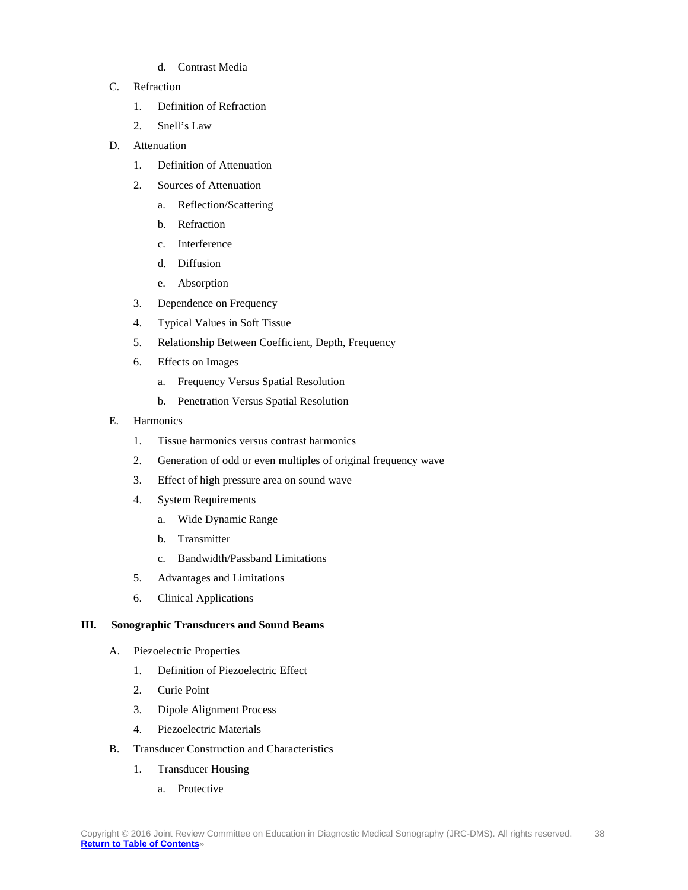d. Contrast Media

C. Refraction

   1. Definition of Refraction

   2. Snell's Law

D. Attenuation

   1. Definition of Attenuation

   2. Sources of Attenuation

      a. Reflection/Scattering

      b. Refraction

      c. Interference

      d. Diffusion

      e. Absorption

   3. Dependence on Frequency

   4. Typical Values in Soft Tissue

   5. Relationship Between Coefficient, Depth, Frequency

   6. Effects on Images

      a. Frequency Versus Spatial Resolution

      b. Penetration Versus Spatial Resolution

E. Harmonics

   1. Tissue harmonics versus contrast harmonics

   2. Generation of odd or even multiples of original frequency wave

   3. Effect of high pressure area on sound wave

   4. System Requirements

      a. Wide Dynamic Range

      b. Transmitter

      c. Bandwidth/Passband Limitations

   5. Advantages and Limitations

   6. Clinical Applications

**III. Sonographic Transducers and Sound Beams**

A. Piezoelectric Properties

   1. Definition of Piezoelectric Effect

   2. Curie Point

   3. Dipole Alignment Process

   4. Piezoelectric Materials

B. Transducer Construction and Characteristics

   1. Transducer Housing

      a. Protective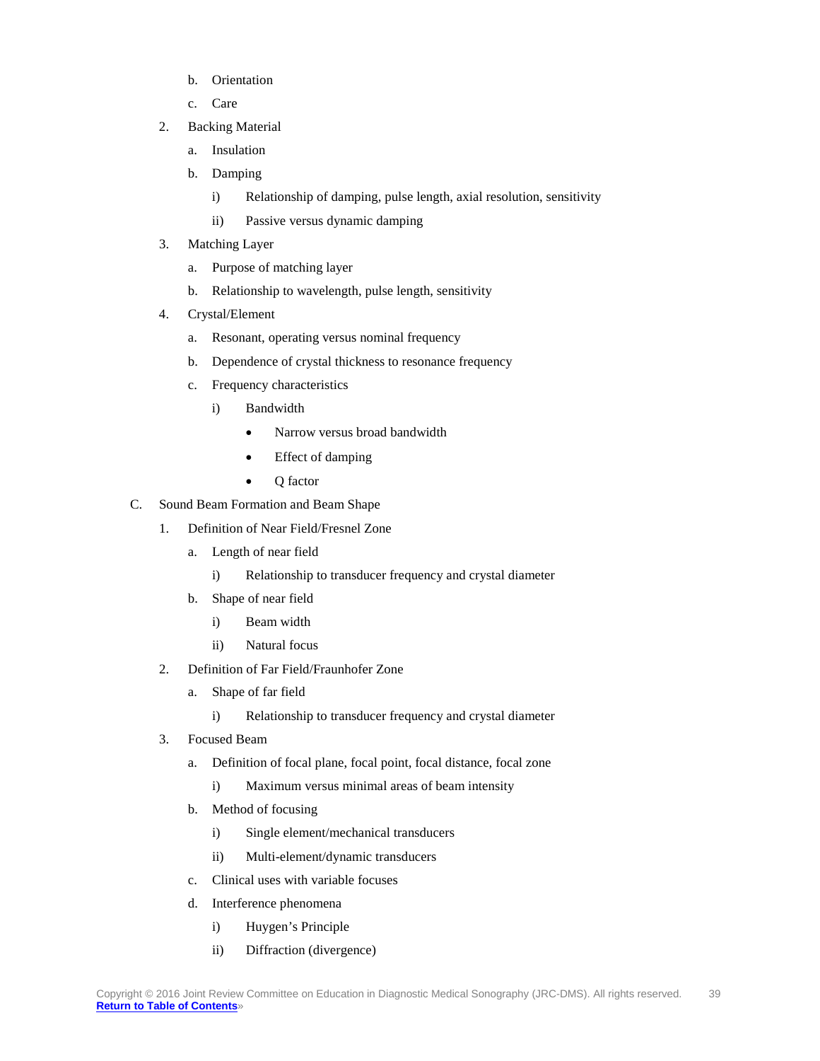- b. Orientation
- c. Care

2. Backing Material
   - a. Insulation
   - b. Damping
     - i) Relationship of damping, pulse length, axial resolution, sensitivity
     - ii) Passive versus dynamic damping

3. Matching Layer
   - a. Purpose of matching layer
   - b. Relationship to wavelength, pulse length, sensitivity

4. Crystal/Element
   - a. Resonant, operating versus nominal frequency
   - b. Dependence of crystal thickness to resonance frequency
   - c. Frequency characteristics
     - i) Bandwidth
       - Narrow versus broad bandwidth
       - Effect of damping
       - Q factor

C. Sound Beam Formation and Beam Shape

1. Definition of Near Field/Fresnel Zone
   - a. Length of near field
     - i) Relationship to transducer frequency and crystal diameter
   - b. Shape of near field
     - i) Beam width
     - ii) Natural focus

2. Definition of Far Field/Fraunhofer Zone
   - a. Shape of far field
     - i) Relationship to transducer frequency and crystal diameter

3. Focused Beam
   - a. Definition of focal plane, focal point, focal distance, focal zone
     - i) Maximum versus minimal areas of beam intensity
   - b. Method of focusing
     - i) Single element/mechanical transducers
     - ii) Multi-element/dynamic transducers
   - c. Clinical uses with variable focuses
   - d. Interference phenomena
     - i) Huygen's Principle
     - ii) Diffraction (divergence)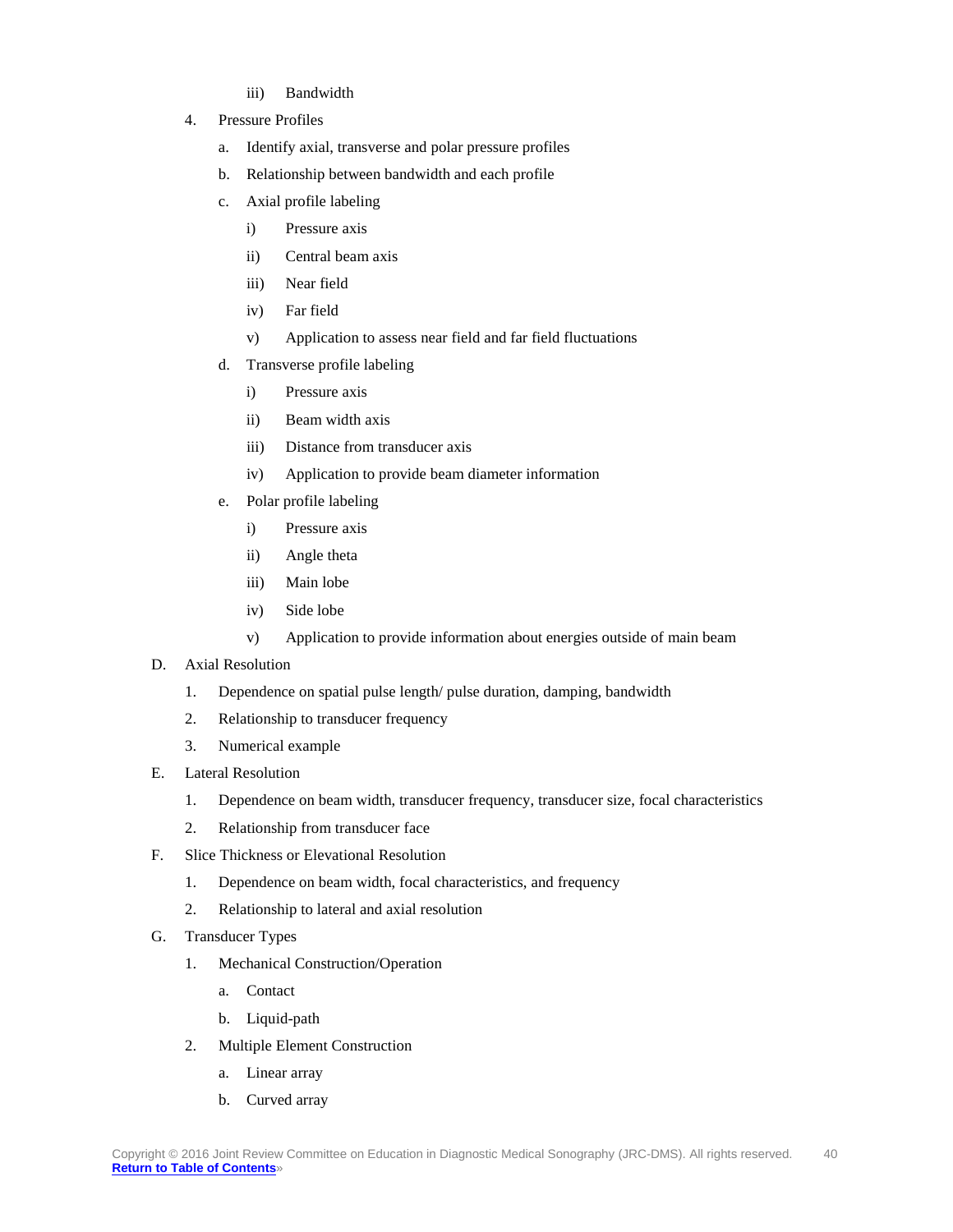iii) Bandwidth

4. Pressure Profiles
    a. Identify axial, transverse and polar pressure profiles
    b. Relationship between bandwidth and each profile
    c. Axial profile labeling
        i) Pressure axis
        ii) Central beam axis
        iii) Near field
        iv) Far field
        v) Application to assess near field and far field fluctuations
    d. Transverse profile labeling
        i) Pressure axis
        ii) Beam width axis
        iii) Distance from transducer axis
        iv) Application to provide beam diameter information
    e. Polar profile labeling
        i) Pressure axis
        ii) Angle theta
        iii) Main lobe
        iv) Side lobe
        v) Application to provide information about energies outside of main beam

D. Axial Resolution
    1. Dependence on spatial pulse length/ pulse duration, damping, bandwidth
    2. Relationship to transducer frequency
    3. Numerical example

E. Lateral Resolution
    1. Dependence on beam width, transducer frequency, transducer size, focal characteristics
    2. Relationship from transducer face

F. Slice Thickness or Elevational Resolution
    1. Dependence on beam width, focal characteristics, and frequency
    2. Relationship to lateral and axial resolution

G. Transducer Types
    1. Mechanical Construction/Operation
        a. Contact
        b. Liquid-path
    2. Multiple Element Construction
        a. Linear array
        b. Curved array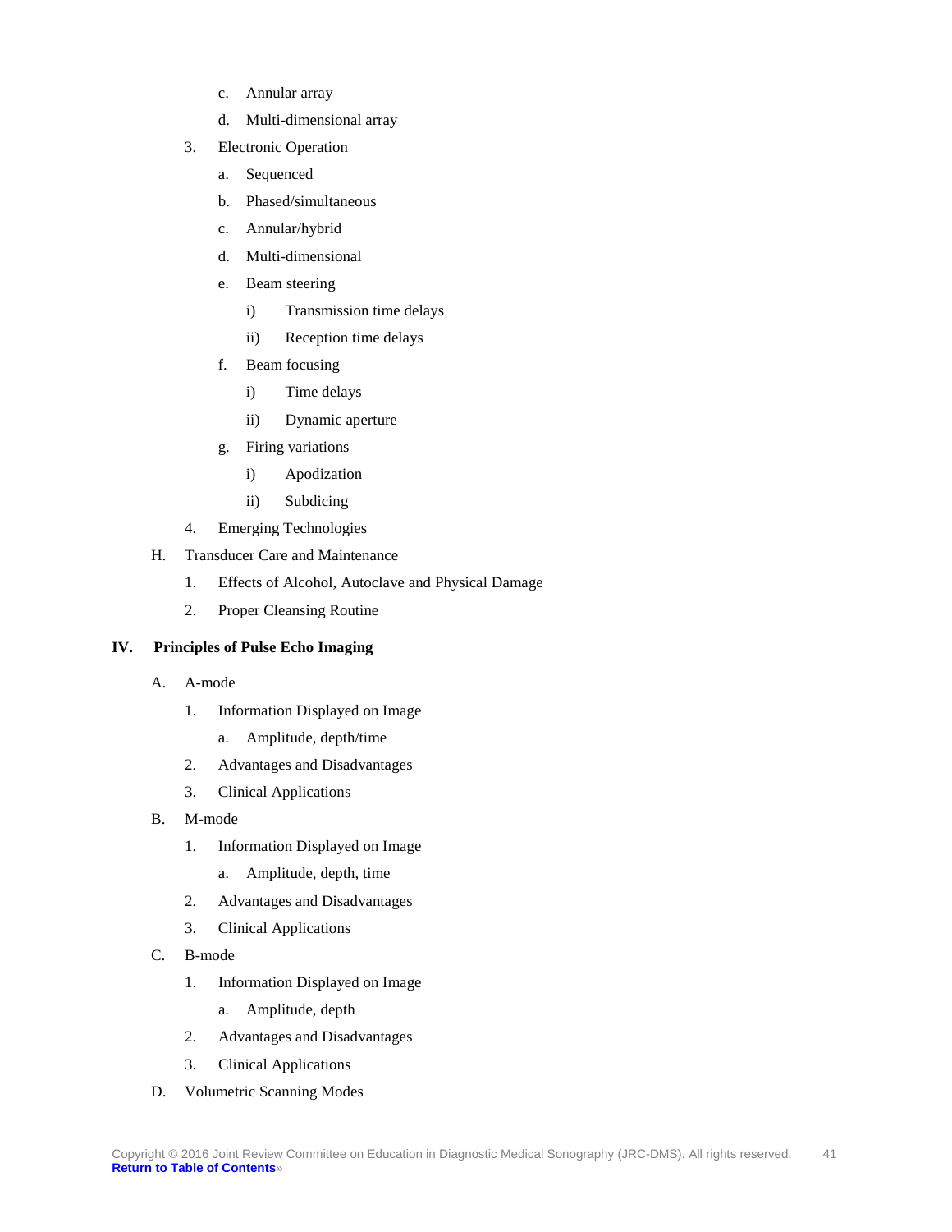- c. Annular array
   - d. Multi-dimensional array
3. Electronic Operation
   - a. Sequenced
   - b. Phased/simultaneous
   - c. Annular/hybrid
   - d. Multi-dimensional
   - e. Beam steering
     - i) Transmission time delays
     - ii) Reception time delays
   - f. Beam focusing
     - i) Time delays
     - ii) Dynamic aperture
   - g. Firing variations
     - i) Apodization
     - ii) Subdicing
4. Emerging Technologies

H. Transducer Care and Maintenance

1. Effects of Alcohol, Autoclave and Physical Damage
2. Proper Cleansing Routine

## IV. Principles of Pulse Echo Imaging

A. A-mode

1. Information Displayed on Image
   - a. Amplitude, depth/time
2. Advantages and Disadvantages
3. Clinical Applications

B. M-mode

1. Information Displayed on Image
   - a. Amplitude, depth, time
2. Advantages and Disadvantages
3. Clinical Applications

C. B-mode

1. Information Displayed on Image
   - a. Amplitude, depth
2. Advantages and Disadvantages
3. Clinical Applications

D. Volumetric Scanning Modes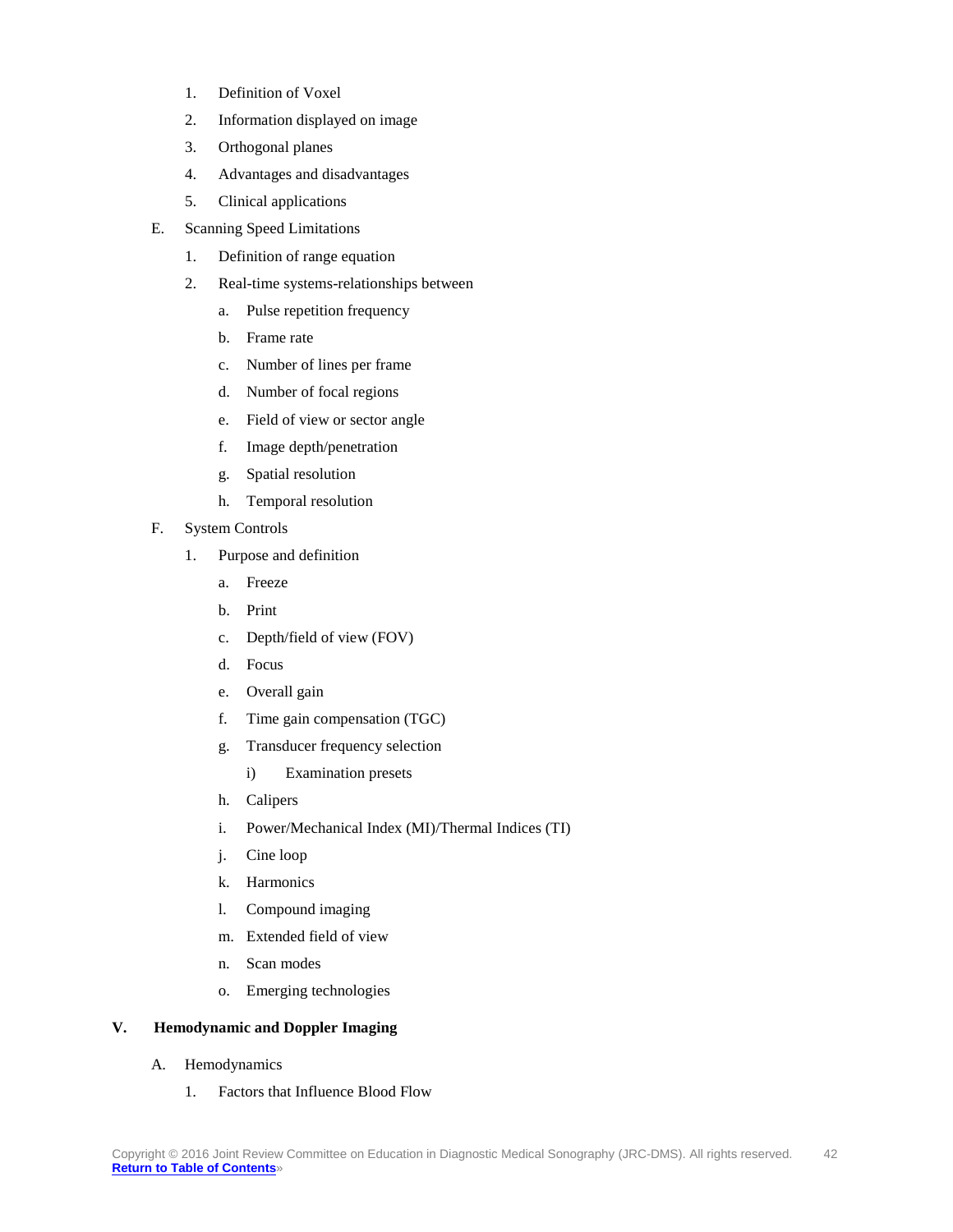1. Definition of Voxel
2. Information displayed on image
3. Orthogonal planes
4. Advantages and disadvantages
5. Clinical applications

E. Scanning Speed Limitations

1. Definition of range equation
2. Real-time systems-relationships between
    a. Pulse repetition frequency
    b. Frame rate
    c. Number of lines per frame
    d. Number of focal regions
    e. Field of view or sector angle
    f. Image depth/penetration
    g. Spatial resolution
    h. Temporal resolution

F. System Controls

1. Purpose and definition
    a. Freeze
    b. Print
    c. Depth/field of view (FOV)
    d. Focus
    e. Overall gain
    f. Time gain compensation (TGC)
    g. Transducer frequency selection
        i) Examination presets
    h. Calipers
    i. Power/Mechanical Index (MI)/Thermal Indices (TI)
    j. Cine loop
    k. Harmonics
    l. Compound imaging
    m. Extended field of view
    n. Scan modes
    o. Emerging technologies

## V. Hemodynamic and Doppler Imaging

A. Hemodynamics

1. Factors that Influence Blood Flow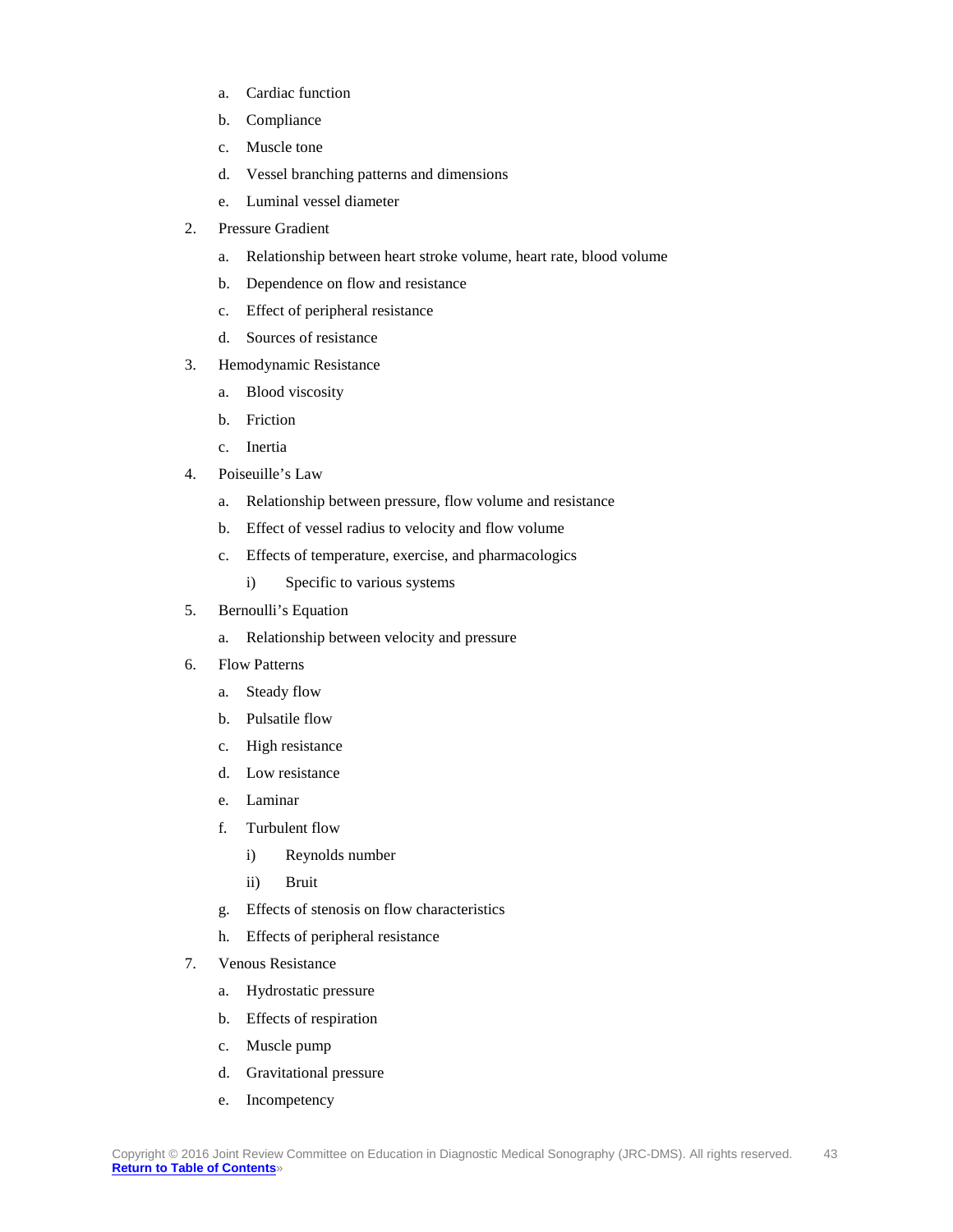a. Cardiac function
   b. Compliance
   c. Muscle tone
   d. Vessel branching patterns and dimensions
   e. Luminal vessel diameter

2. Pressure Gradient
   a. Relationship between heart stroke volume, heart rate, blood volume
   b. Dependence on flow and resistance
   c. Effect of peripheral resistance
   d. Sources of resistance

3. Hemodynamic Resistance
   a. Blood viscosity
   b. Friction
   c. Inertia

4. Poiseuille's Law
   a. Relationship between pressure, flow volume and resistance
   b. Effect of vessel radius to velocity and flow volume
   c. Effects of temperature, exercise, and pharmacologics
      i) Specific to various systems

5. Bernoulli's Equation
   a. Relationship between velocity and pressure

6. Flow Patterns
   a. Steady flow
   b. Pulsatile flow
   c. High resistance
   d. Low resistance
   e. Laminar
   f. Turbulent flow
      i) Reynolds number
      ii) Bruit
   g. Effects of stenosis on flow characteristics
   h. Effects of peripheral resistance

7. Venous Resistance
   a. Hydrostatic pressure
   b. Effects of respiration
   c. Muscle pump
   d. Gravitational pressure
   e. Incompetency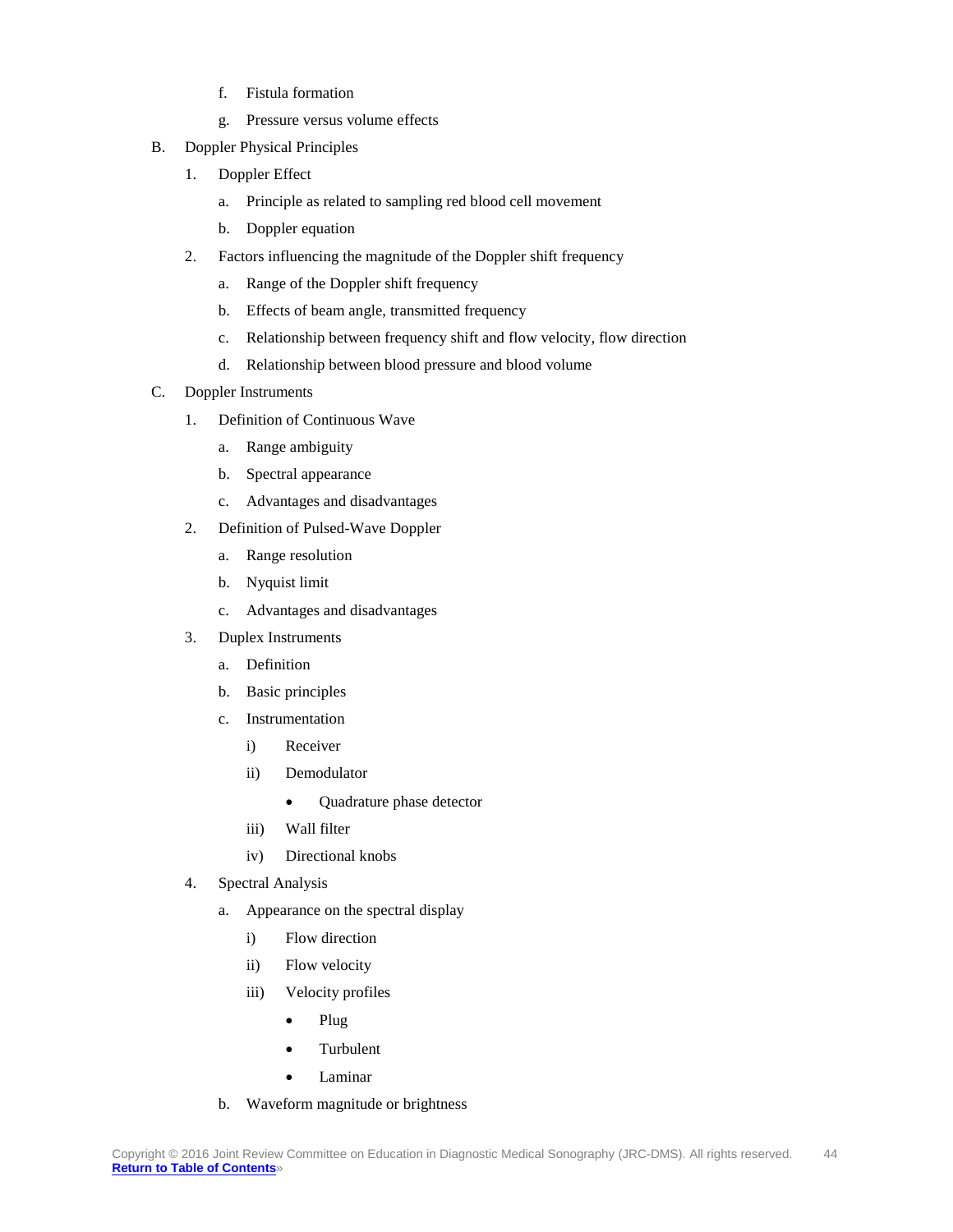f. Fistula formation
   g. Pressure versus volume effects

B. Doppler Physical Principles
   1. Doppler Effect
      a. Principle as related to sampling red blood cell movement
      b. Doppler equation
   2. Factors influencing the magnitude of the Doppler shift frequency
      a. Range of the Doppler shift frequency
      b. Effects of beam angle, transmitted frequency
      c. Relationship between frequency shift and flow velocity, flow direction
      d. Relationship between blood pressure and blood volume

C. Doppler Instruments
   1. Definition of Continuous Wave
      a. Range ambiguity
      b. Spectral appearance
      c. Advantages and disadvantages
   2. Definition of Pulsed-Wave Doppler
      a. Range resolution
      b. Nyquist limit
      c. Advantages and disadvantages
   3. Duplex Instruments
      a. Definition
      b. Basic principles
      c. Instrumentation
         i) Receiver
         ii) Demodulator
            - Quadrature phase detector
         iii) Wall filter
         iv) Directional knobs
   4. Spectral Analysis
      a. Appearance on the spectral display
         i) Flow direction
         ii) Flow velocity
         iii) Velocity profiles
            - Plug
            - Turbulent
            - Laminar
      b. Waveform magnitude or brightness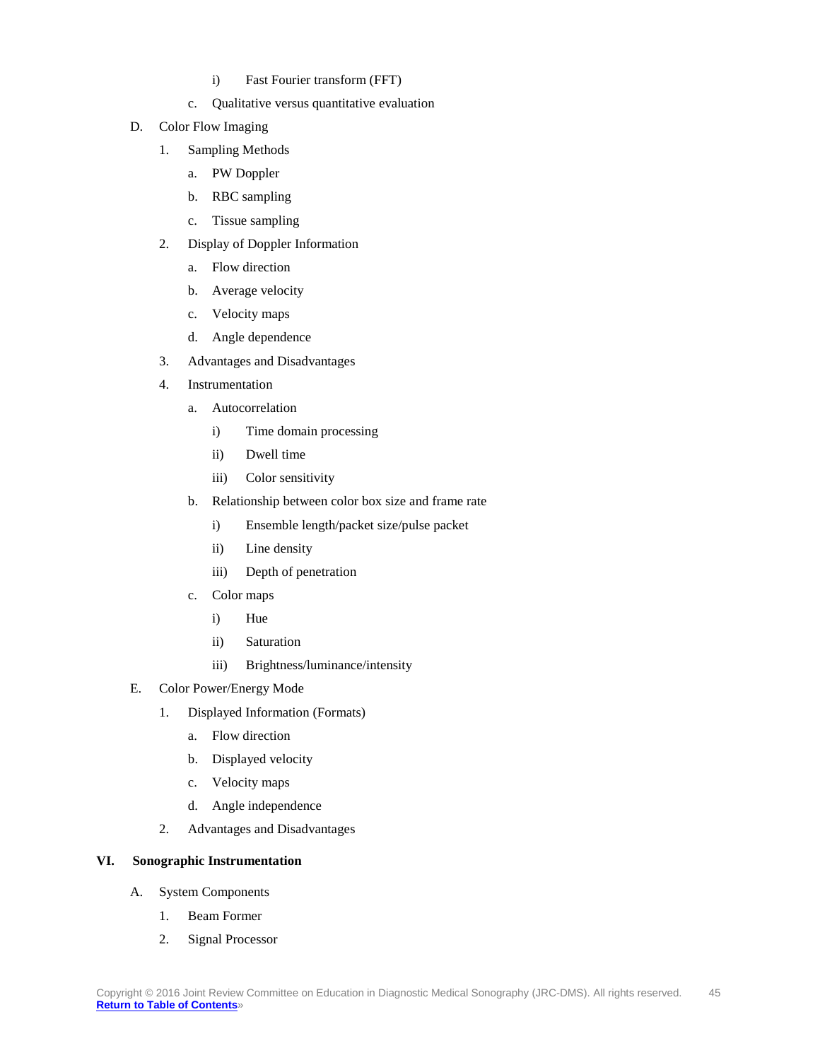i) Fast Fourier transform (FFT)

      c. Qualitative versus quantitative evaluation

D. Color Flow Imaging

   1. Sampling Methods

      a. PW Doppler

      b. RBC sampling

      c. Tissue sampling

   2. Display of Doppler Information

      a. Flow direction

      b. Average velocity

      c. Velocity maps

      d. Angle dependence

   3. Advantages and Disadvantages

   4. Instrumentation

      a. Autocorrelation

         i) Time domain processing

         ii) Dwell time

         iii) Color sensitivity

      b. Relationship between color box size and frame rate

         i) Ensemble length/packet size/pulse packet

         ii) Line density

         iii) Depth of penetration

      c. Color maps

         i) Hue

         ii) Saturation

         iii) Brightness/luminance/intensity

E. Color Power/Energy Mode

   1. Displayed Information (Formats)

      a. Flow direction

      b. Displayed velocity

      c. Velocity maps

      d. Angle independence

   2. Advantages and Disadvantages

**VI. Sonographic Instrumentation**

A. System Components

   1. Beam Former

   2. Signal Processor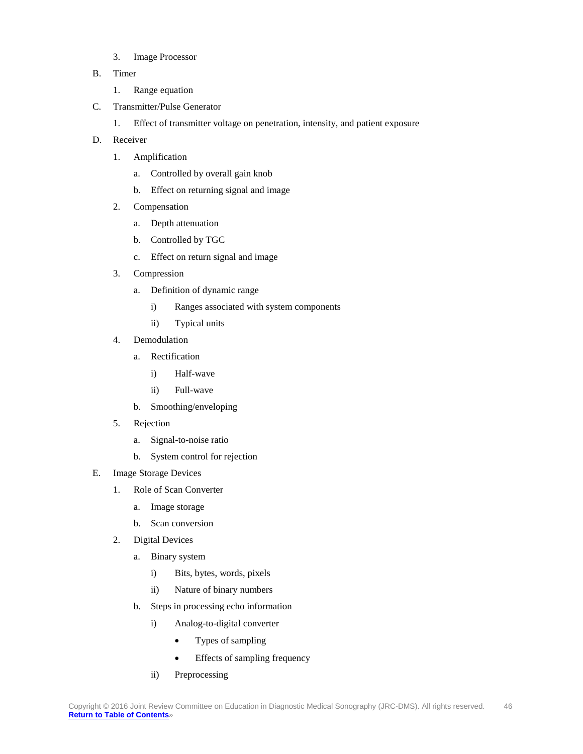3. Image Processor

B. Timer

1. Range equation

C. Transmitter/Pulse Generator

1. Effect of transmitter voltage on penetration, intensity, and patient exposure

D. Receiver

1. Amplification

a. Controlled by overall gain knob

b. Effect on returning signal and image

2. Compensation

a. Depth attenuation

b. Controlled by TGC

c. Effect on return signal and image

3. Compression

a. Definition of dynamic range

i) Ranges associated with system components

ii) Typical units

4. Demodulation

a. Rectification

i) Half-wave

ii) Full-wave

b. Smoothing/enveloping

5. Rejection

a. Signal-to-noise ratio

b. System control for rejection

E. Image Storage Devices

1. Role of Scan Converter

a. Image storage

b. Scan conversion

2. Digital Devices

a. Binary system

i) Bits, bytes, words, pixels

ii) Nature of binary numbers

b. Steps in processing echo information

i) Analog-to-digital converter

- Types of sampling
- Effects of sampling frequency

ii) Preprocessing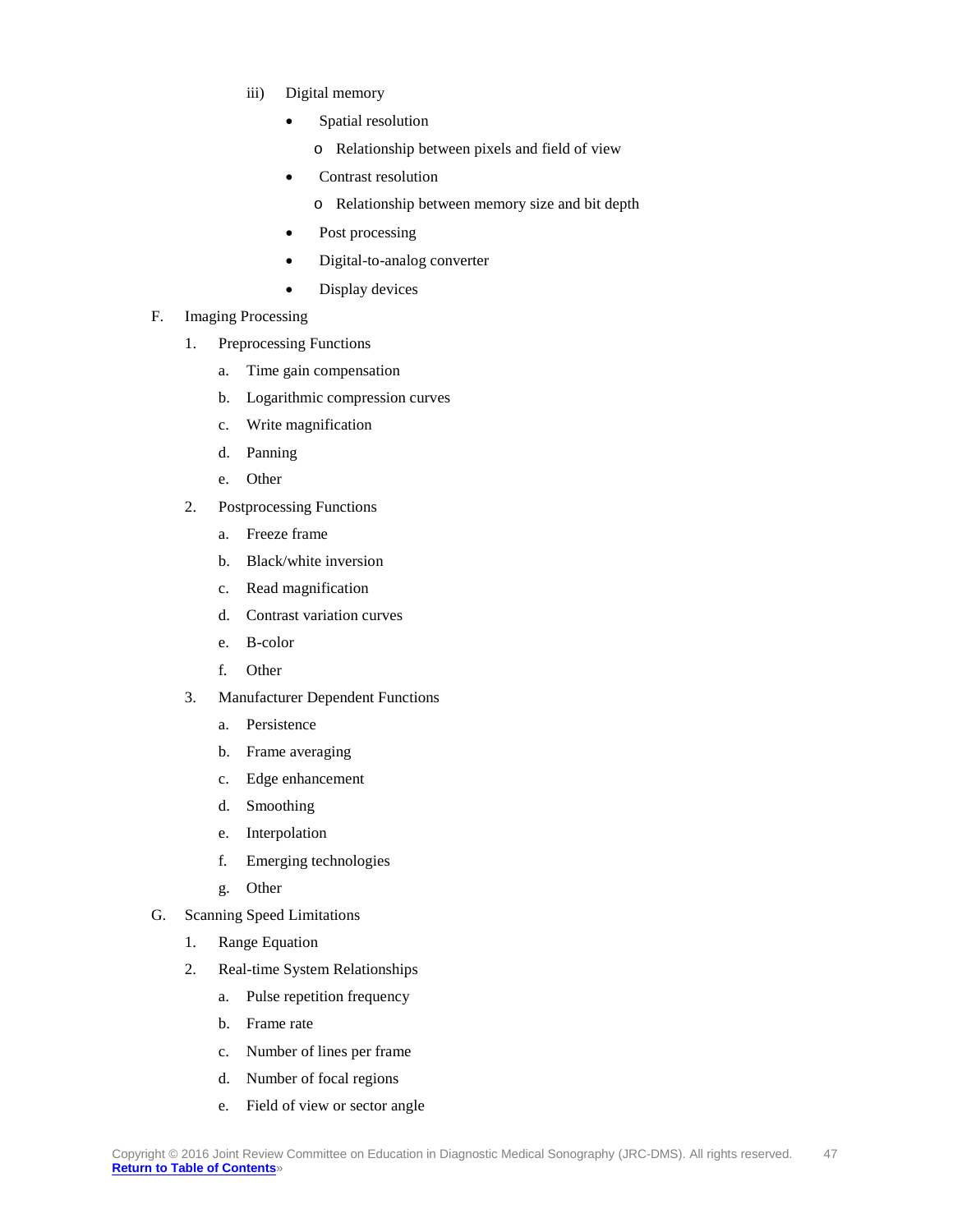iii) Digital memory

- Spatial resolution
  - o Relationship between pixels and field of view
- Contrast resolution
  - o Relationship between memory size and bit depth
- Post processing
- Digital-to-analog converter
- Display devices

F. Imaging Processing

1. Preprocessing Functions
   a. Time gain compensation
   b. Logarithmic compression curves
   c. Write magnification
   d. Panning
   e. Other
2. Postprocessing Functions
   a. Freeze frame
   b. Black/white inversion
   c. Read magnification
   d. Contrast variation curves
   e. B-color
   f. Other
3. Manufacturer Dependent Functions
   a. Persistence
   b. Frame averaging
   c. Edge enhancement
   d. Smoothing
   e. Interpolation
   f. Emerging technologies
   g. Other

G. Scanning Speed Limitations

1. Range Equation
2. Real-time System Relationships
   a. Pulse repetition frequency
   b. Frame rate
   c. Number of lines per frame
   d. Number of focal regions
   e. Field of view or sector angle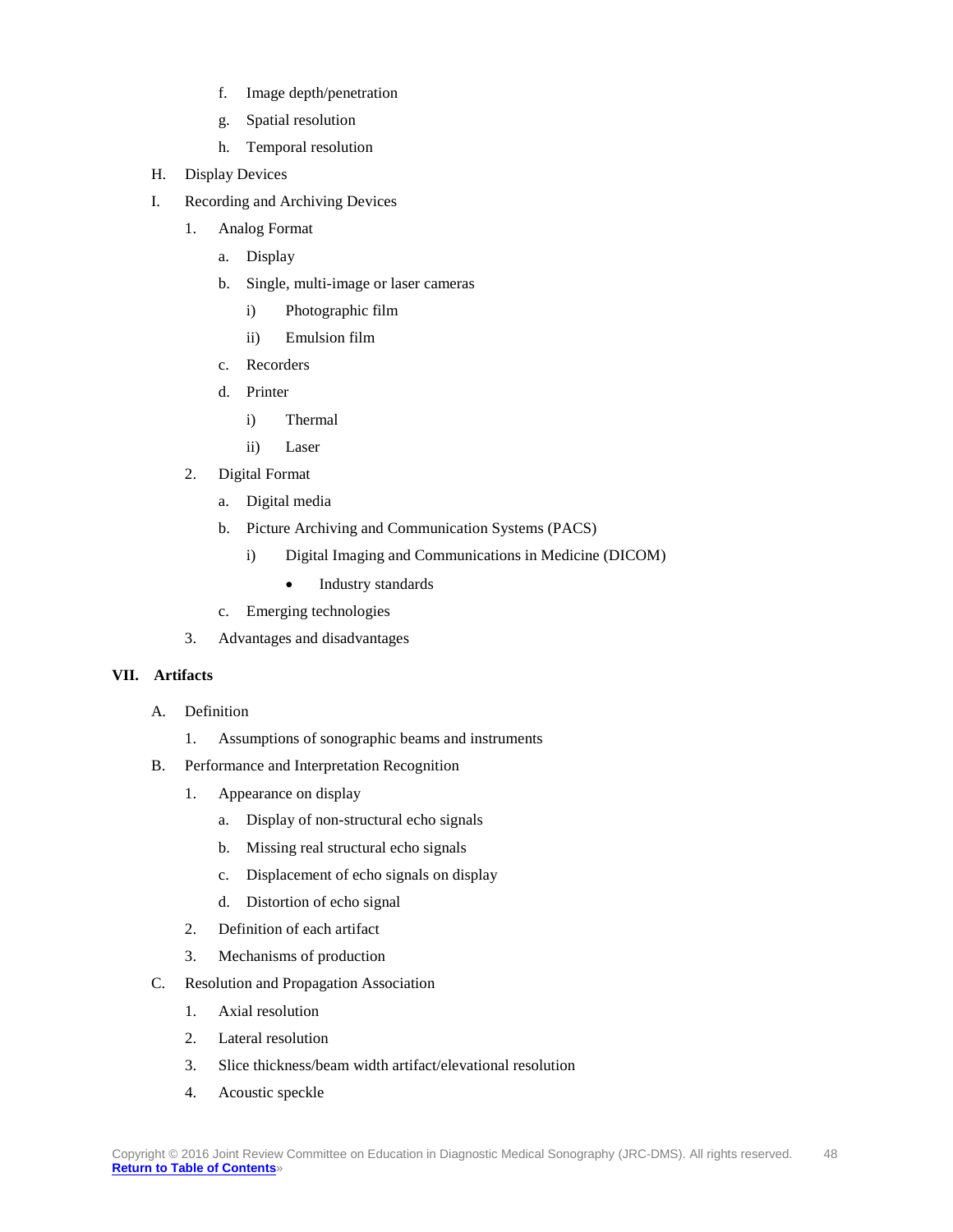f. Image depth/penetration

g. Spatial resolution

h. Temporal resolution

H. Display Devices

I. Recording and Archiving Devices

1. Analog Format

a. Display

b. Single, multi-image or laser cameras

i) Photographic film

ii) Emulsion film

c. Recorders

d. Printer

i) Thermal

ii) Laser

2. Digital Format

a. Digital media

b. Picture Archiving and Communication Systems (PACS)

i) Digital Imaging and Communications in Medicine (DICOM)

- Industry standards

c. Emerging technologies

3. Advantages and disadvantages

## VII. Artifacts

A. Definition

1. Assumptions of sonographic beams and instruments

B. Performance and Interpretation Recognition

1. Appearance on display

a. Display of non-structural echo signals

b. Missing real structural echo signals

c. Displacement of echo signals on display

d. Distortion of echo signal

2. Definition of each artifact

3. Mechanisms of production

C. Resolution and Propagation Association

1. Axial resolution

2. Lateral resolution

3. Slice thickness/beam width artifact/elevational resolution

4. Acoustic speckle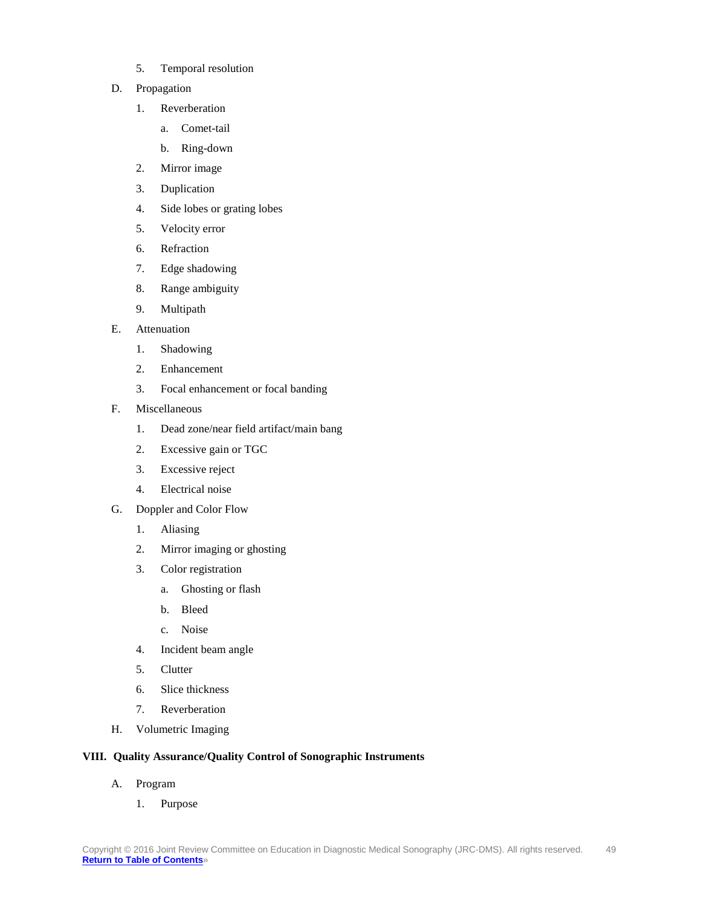5. Temporal resolution

D. Propagation

1. Reverberation

    a. Comet-tail

    b. Ring-down

2. Mirror image

3. Duplication

4. Side lobes or grating lobes

5. Velocity error

6. Refraction

7. Edge shadowing

8. Range ambiguity

9. Multipath

E. Attenuation

1. Shadowing

2. Enhancement

3. Focal enhancement or focal banding

F. Miscellaneous

1. Dead zone/near field artifact/main bang

2. Excessive gain or TGC

3. Excessive reject

4. Electrical noise

G. Doppler and Color Flow

1. Aliasing

2. Mirror imaging or ghosting

3. Color registration

    a. Ghosting or flash

    b. Bleed

    c. Noise

4. Incident beam angle

5. Clutter

6. Slice thickness

7. Reverberation

H. Volumetric Imaging

## VIII. Quality Assurance/Quality Control of Sonographic Instruments

A. Program

1. Purpose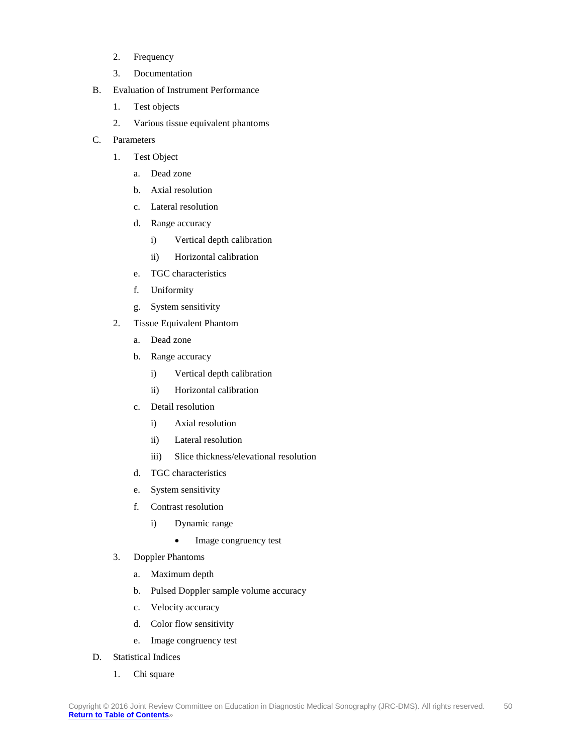2. Frequency
3. Documentation

B. Evaluation of Instrument Performance
   1. Test objects
   2. Various tissue equivalent phantoms

C. Parameters
   1. Test Object
      a. Dead zone
      b. Axial resolution
      c. Lateral resolution
      d. Range accuracy
         i) Vertical depth calibration
         ii) Horizontal calibration
      e. TGC characteristics
      f. Uniformity
      g. System sensitivity
   2. Tissue Equivalent Phantom
      a. Dead zone
      b. Range accuracy
         i) Vertical depth calibration
         ii) Horizontal calibration
      c. Detail resolution
         i) Axial resolution
         ii) Lateral resolution
         iii) Slice thickness/elevational resolution
      d. TGC characteristics
      e. System sensitivity
      f. Contrast resolution
         i) Dynamic range
            - Image congruency test
   3. Doppler Phantoms
      a. Maximum depth
      b. Pulsed Doppler sample volume accuracy
      c. Velocity accuracy
      d. Color flow sensitivity
      e. Image congruency test

D. Statistical Indices
   1. Chi square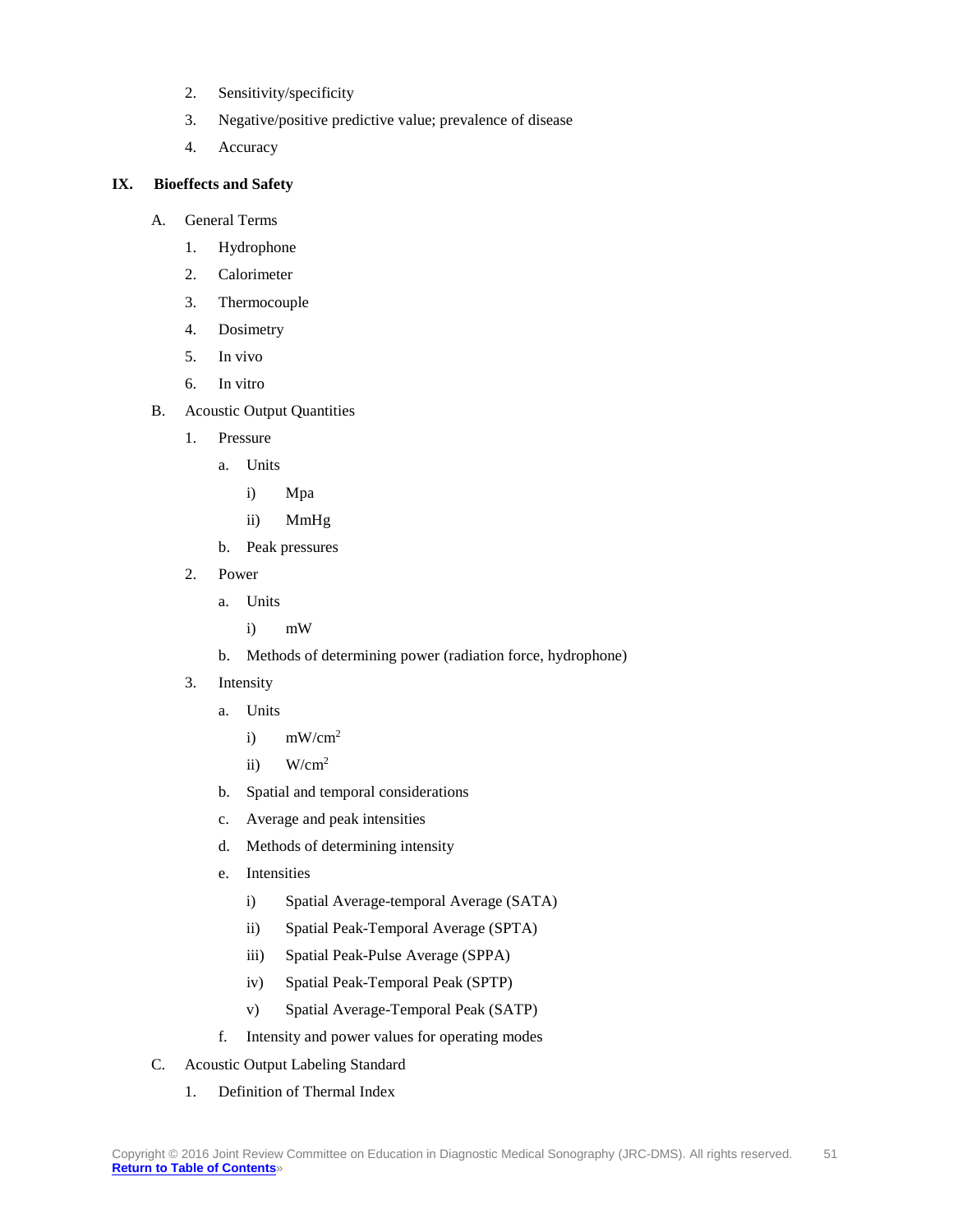2. Sensitivity/specificity
3. Negative/positive predictive value; prevalence of disease
4. Accuracy

## IX. Bioeffects and Safety

A. General Terms

1. Hydrophone
2. Calorimeter
3. Thermocouple
4. Dosimetry
5. In vivo
6. In vitro

B. Acoustic Output Quantities

1. Pressure
    a. Units
        i) Mpa
        ii) MmHg
    b. Peak pressures
2. Power
    a. Units
        i) mW
    b. Methods of determining power (radiation force, hydrophone)
3. Intensity
    a. Units
        i) mW/cm$^2$
        ii) W/cm$^2$
    b. Spatial and temporal considerations
    c. Average and peak intensities
    d. Methods of determining intensity
    e. Intensities
        i) Spatial Average-temporal Average (SATA)
        ii) Spatial Peak-Temporal Average (SPTA)
        iii) Spatial Peak-Pulse Average (SPPA)
        iv) Spatial Peak-Temporal Peak (SPTP)
        v) Spatial Average-Temporal Peak (SATP)
    f. Intensity and power values for operating modes

C. Acoustic Output Labeling Standard

1. Definition of Thermal Index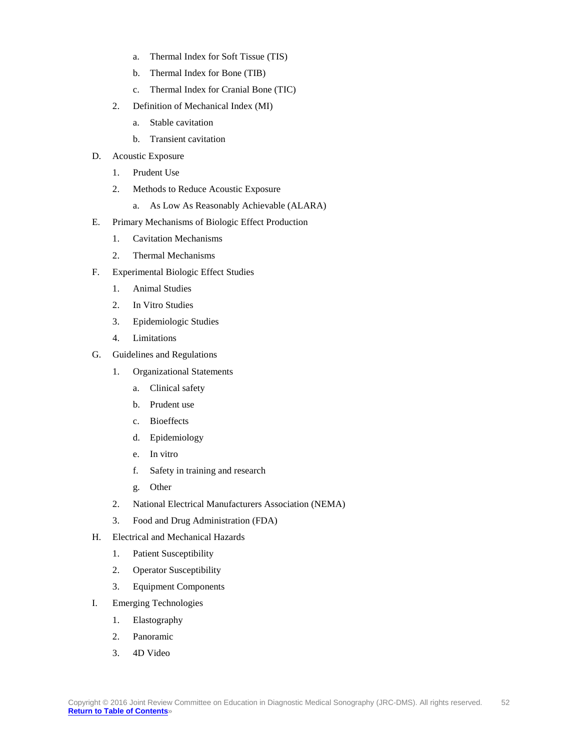a. Thermal Index for Soft Tissue (TIS)
            b. Thermal Index for Bone (TIB)
            c. Thermal Index for Cranial Bone (TIC)
    2. Definition of Mechanical Index (MI)
        a. Stable cavitation
        b. Transient cavitation

D. Acoustic Exposure
    1. Prudent Use
    2. Methods to Reduce Acoustic Exposure
        a. As Low As Reasonably Achievable (ALARA)

E. Primary Mechanisms of Biologic Effect Production
    1. Cavitation Mechanisms
    2. Thermal Mechanisms

F. Experimental Biologic Effect Studies
    1. Animal Studies
    2. In Vitro Studies
    3. Epidemiologic Studies
    4. Limitations

G. Guidelines and Regulations
    1. Organizational Statements
        a. Clinical safety
        b. Prudent use
        c. Bioeffects
        d. Epidemiology
        e. In vitro
        f. Safety in training and research
        g. Other
    2. National Electrical Manufacturers Association (NEMA)
    3. Food and Drug Administration (FDA)

H. Electrical and Mechanical Hazards
    1. Patient Susceptibility
    2. Operator Susceptibility
    3. Equipment Components

I. Emerging Technologies
    1. Elastography
    2. Panoramic
    3. 4D Video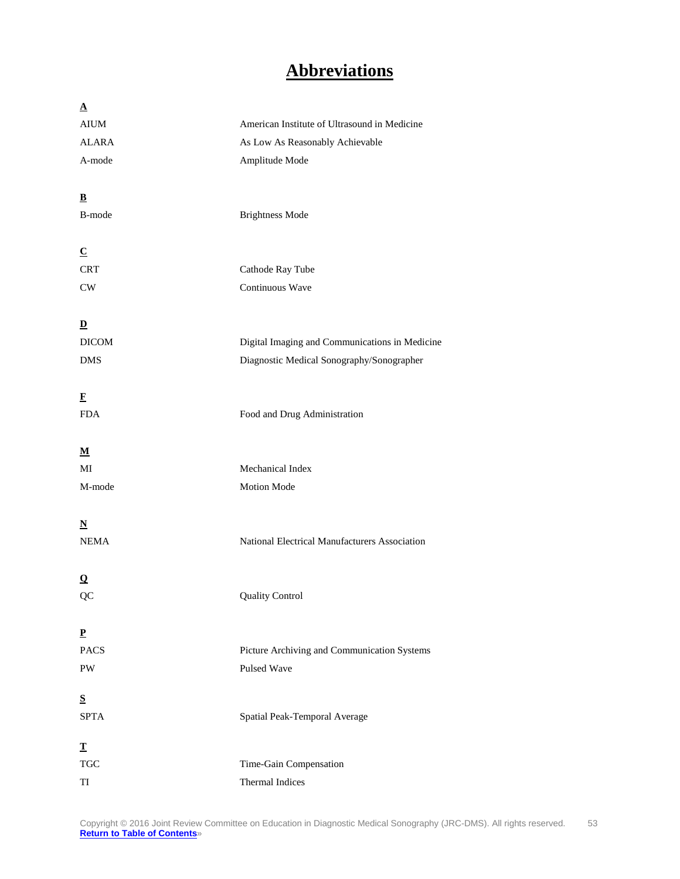# Abbreviations

**A**

| | |
|---|---|
| AIUM | American Institute of Ultrasound in Medicine |
| ALARA | As Low As Reasonably Achievable |
| A-mode | Amplitude Mode |

**B**

| | |
|---|---|
| B-mode | Brightness Mode |

**C**

| | |
|---|---|
| CRT | Cathode Ray Tube |
| CW | Continuous Wave |

**D**

| | |
|---|---|
| DICOM | Digital Imaging and Communications in Medicine |
| DMS | Diagnostic Medical Sonography/Sonographer |

**F**

| | |
|---|---|
| FDA | Food and Drug Administration |

**M**

| | |
|---|---|
| MI | Mechanical Index |
| M-mode | Motion Mode |

**N**

| | |
|---|---|
| NEMA | National Electrical Manufacturers Association |

**Q**

| | |
|---|---|
| QC | Quality Control |

**P**

| | |
|---|---|
| PACS | Picture Archiving and Communication Systems |
| PW | Pulsed Wave |

**S**

| | |
|---|---|
| SPTA | Spatial Peak-Temporal Average |

**T**

| | |
|---|---|
| TGC | Time-Gain Compensation |
| TI | Thermal Indices |

Copyright © 2016 Joint Review Committee on Education in Diagnostic Medical Sonography (JRC-DMS). All rights reserved.

**Return to Table of Contents**»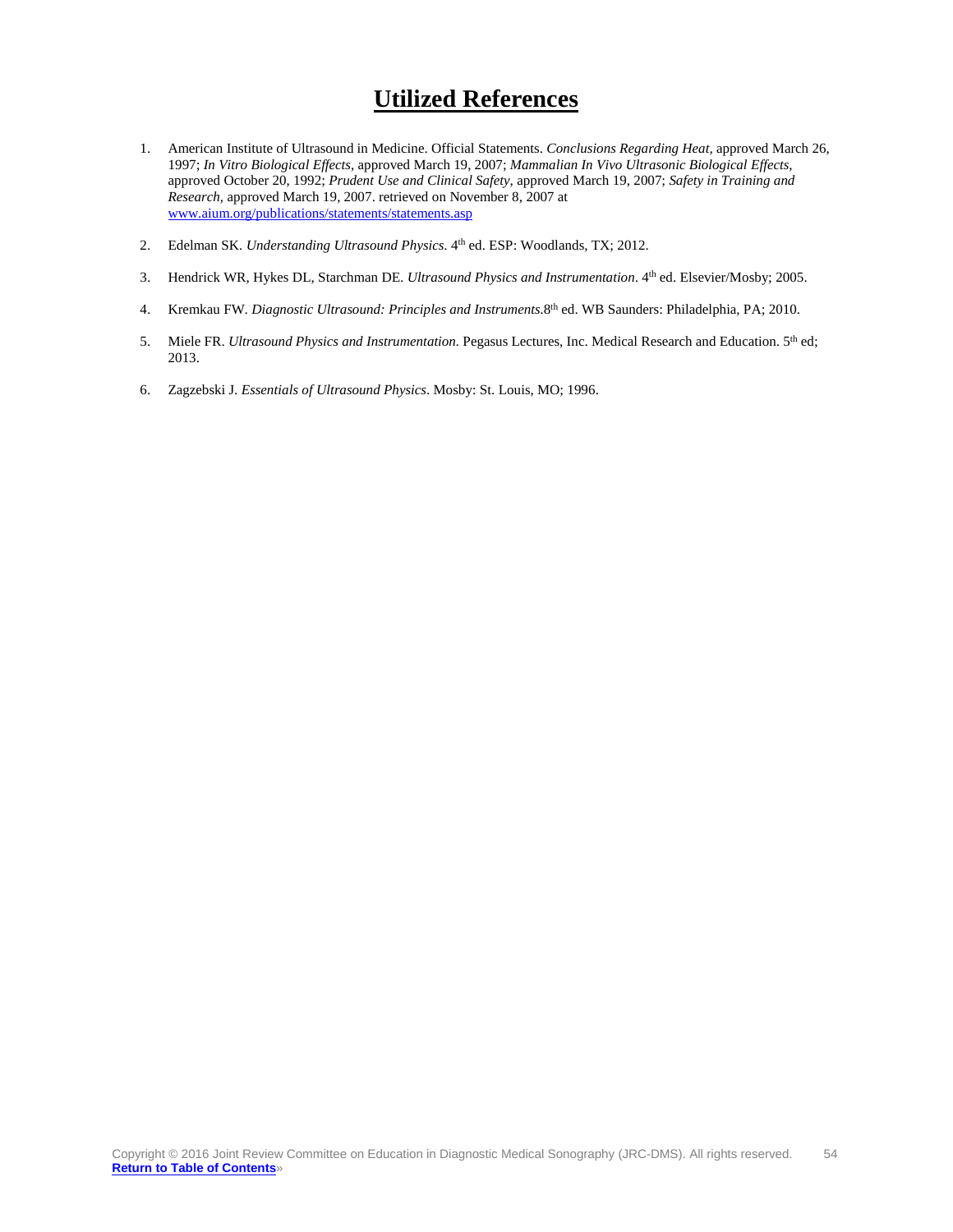# Utilized References

1. American Institute of Ultrasound in Medicine. Official Statements. *Conclusions Regarding Heat,* approved March 26, 1997; *In Vitro Biological Effects,* approved March 19, 2007; *Mammalian In Vivo Ultrasonic Biological Effects,* approved October 20, 1992; *Prudent Use and Clinical Safety,* approved March 19, 2007; *Safety in Training and Research,* approved March 19, 2007. retrieved on November 8, 2007 at [www.aium.org/publications/statements/statements.asp](www.aium.org/publications/statements/statements.asp)

2. Edelman SK. *Understanding Ultrasound Physics*. 4th ed. ESP: Woodlands, TX; 2012.

3. Hendrick WR, Hykes DL, Starchman DE. *Ultrasound Physics and Instrumentation*. 4th ed. Elsevier/Mosby; 2005.

4. Kremkau FW. *Diagnostic Ultrasound: Principles and Instruments.*8th ed. WB Saunders: Philadelphia, PA; 2010.

5. Miele FR. *Ultrasound Physics and Instrumentation.* Pegasus Lectures, Inc. Medical Research and Education. 5th ed; 2013.

6. Zagzebski J. *Essentials of Ultrasound Physics*. Mosby: St. Louis, MO; 1996.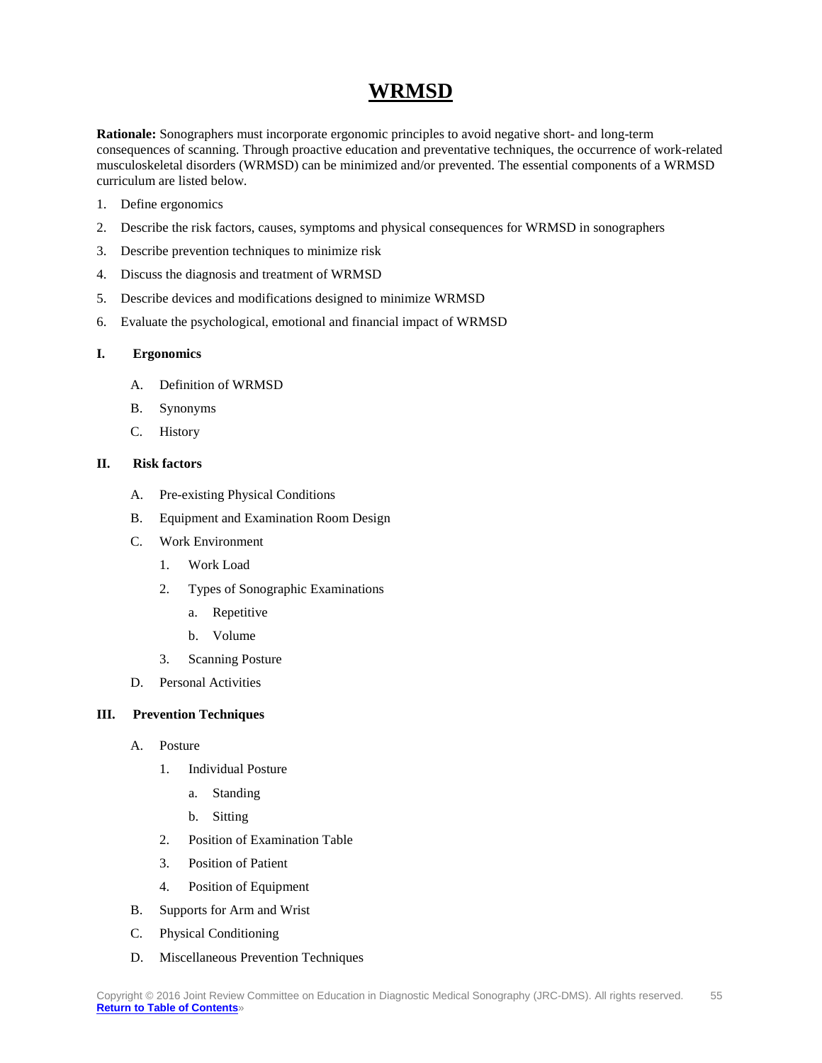# WRMSD

**Rationale:** Sonographers must incorporate ergonomic principles to avoid negative short- and long-term consequences of scanning. Through proactive education and preventative techniques, the occurrence of work-related musculoskeletal disorders (WRMSD) can be minimized and/or prevented. The essential components of a WRMSD curriculum are listed below.

1. Define ergonomics
2. Describe the risk factors, causes, symptoms and physical consequences for WRMSD in sonographers
3. Describe prevention techniques to minimize risk
4. Discuss the diagnosis and treatment of WRMSD
5. Describe devices and modifications designed to minimize WRMSD
6. Evaluate the psychological, emotional and financial impact of WRMSD

**I. Ergonomics**

- A. Definition of WRMSD
- B. Synonyms
- C. History

**II. Risk factors**

- A. Pre-existing Physical Conditions
- B. Equipment and Examination Room Design
- C. Work Environment
  1. Work Load
  2. Types of Sonographic Examinations
     - a. Repetitive
     - b. Volume
  3. Scanning Posture
- D. Personal Activities

**III. Prevention Techniques**

- A. Posture
  1. Individual Posture
     - a. Standing
     - b. Sitting
  2. Position of Examination Table
  3. Position of Patient
  4. Position of Equipment
- B. Supports for Arm and Wrist
- C. Physical Conditioning
- D. Miscellaneous Prevention Techniques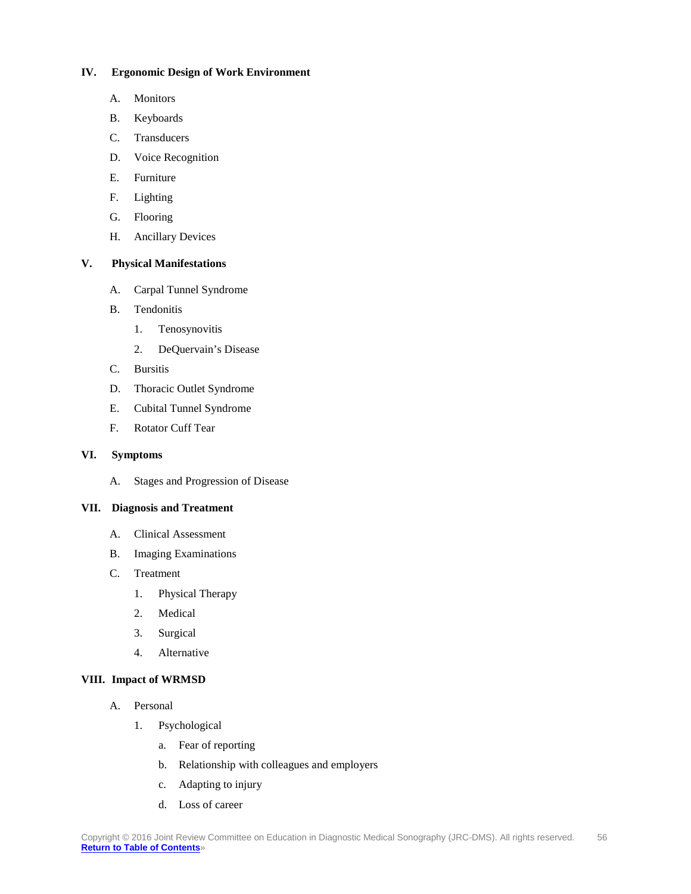## IV. Ergonomic Design of Work Environment

A. Monitors

B. Keyboards

C. Transducers

D. Voice Recognition

E. Furniture

F. Lighting

G. Flooring

H. Ancillary Devices

## V. Physical Manifestations

A. Carpal Tunnel Syndrome

B. Tendonitis

  1. Tenosynovitis

  2. DeQuervain’s Disease

C. Bursitis

D. Thoracic Outlet Syndrome

E. Cubital Tunnel Syndrome

F. Rotator Cuff Tear

## VI. Symptoms

A. Stages and Progression of Disease

## VII. Diagnosis and Treatment

A. Clinical Assessment

B. Imaging Examinations

C. Treatment

  1. Physical Therapy

  2. Medical

  3. Surgical

  4. Alternative

## VIII. Impact of WRMSD

A. Personal

  1. Psychological

    a. Fear of reporting

    b. Relationship with colleagues and employers

    c. Adapting to injury

    d. Loss of career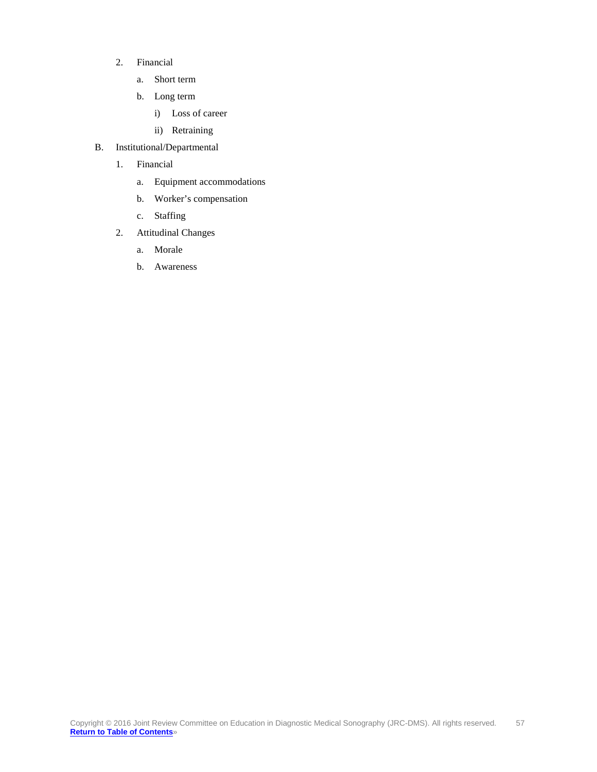2. Financial
    a. Short term
    b. Long term
        i) Loss of career
        ii) Retraining

B. Institutional/Departmental
    1. Financial
        a. Equipment accommodations
        b. Worker's compensation
        c. Staffing
    2. Attitudinal Changes
        a. Morale
        b. Awareness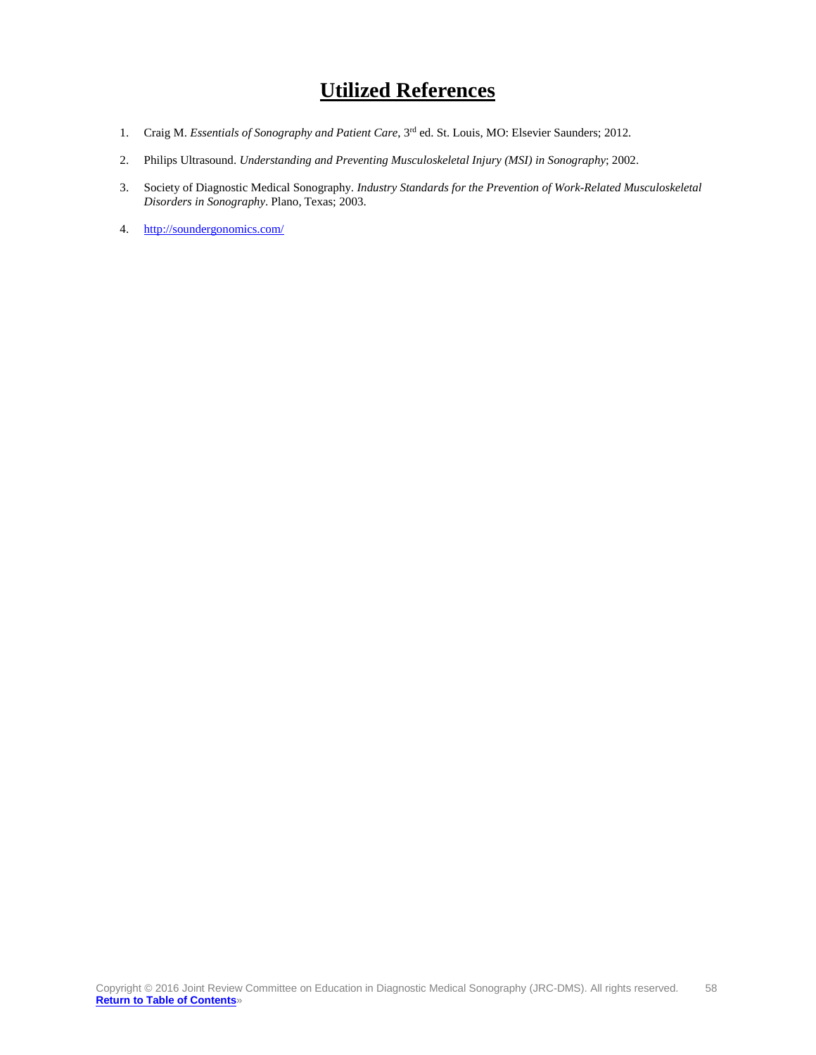# Utilized References

1. Craig M. *Essentials of Sonography and Patient Care*, 3rd ed. St. Louis, MO: Elsevier Saunders; 2012.

2. Philips Ultrasound. *Understanding and Preventing Musculoskeletal Injury (MSI) in Sonography*; 2002.

3. Society of Diagnostic Medical Sonography. *Industry Standards for the Prevention of Work-Related Musculoskeletal Disorders in Sonography*. Plano, Texas; 2003.

4. http://soundergonomics.com/